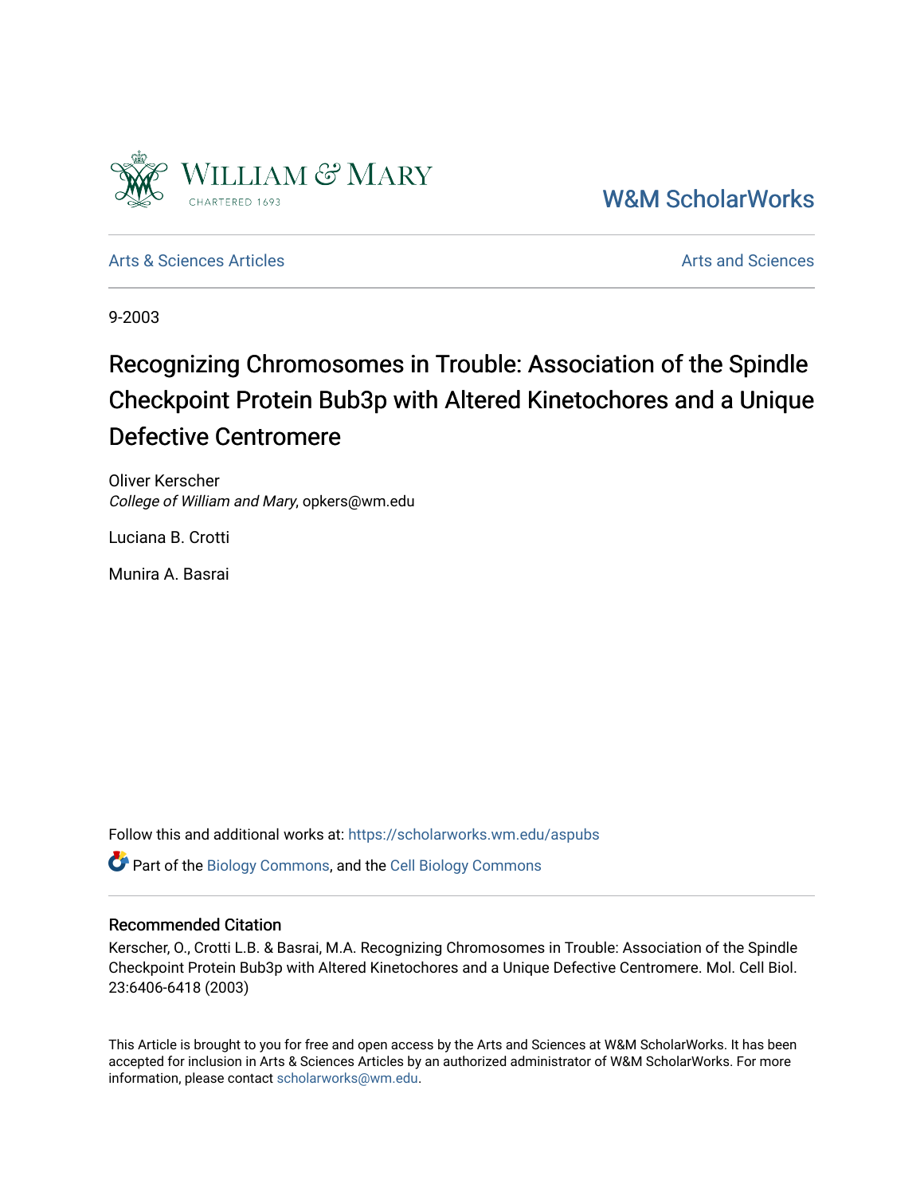William & Mary

CHARTERED 1693

W&M ScholarWorks

Arts & Sciences Articles

Arts and Sciences

9-2003

# Recognizing Chromosomes in Trouble: Association of the Spindle Checkpoint Protein Bub3p with Altered Kinetochores and a Unique Defective Centromere

Oliver Kerscher
*College of William and Mary*, opkers@wm.edu

Luciana B. Crotti

Munira A. Basrai

Follow this and additional works at: https://scholarworks.wm.edu/aspubs

Part of the Biology Commons, and the Cell Biology Commons

## Recommended Citation

Kerscher, O., Crotti L.B. & Basrai, M.A. Recognizing Chromosomes in Trouble: Association of the Spindle Checkpoint Protein Bub3p with Altered Kinetochores and a Unique Defective Centromere. Mol. Cell Biol. 23:6406-6418 (2003)

This Article is brought to you for free and open access by the Arts and Sciences at W&M ScholarWorks. It has been accepted for inclusion in Arts & Sciences Articles by an authorized administrator of W&M ScholarWorks. For more information, please contact scholarworks@wm.edu.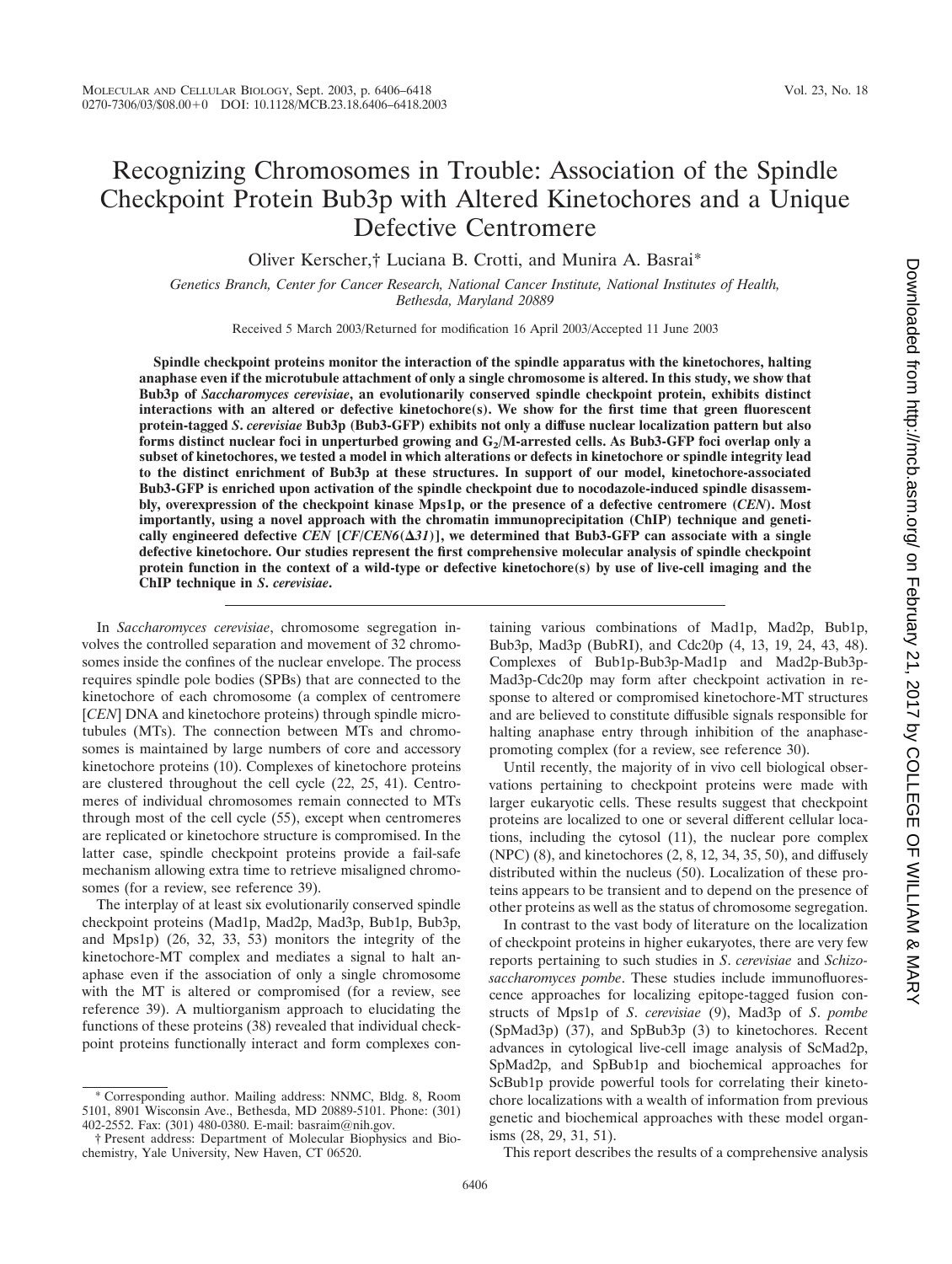# Recognizing Chromosomes in Trouble: Association of the Spindle Checkpoint Protein Bub3p with Altered Kinetochores and a Unique Defective Centromere

Oliver Kerscher,† Luciana B. Crotti, and Munira A. Basrai*

*Genetics Branch, Center for Cancer Research, National Cancer Institute, National Institutes of Health, Bethesda, Maryland 20889*

Received 5 March 2003/Returned for modification 16 April 2003/Accepted 11 June 2003

**Spindle checkpoint proteins monitor the interaction of the spindle apparatus with the kinetochores, halting anaphase even if the microtubule attachment of only a single chromosome is altered. In this study, we show that Bub3p of *Saccharomyces cerevisiae*, an evolutionarily conserved spindle checkpoint protein, exhibits distinct interactions with an altered or defective kinetochore(s). We show for the first time that green fluorescent protein-tagged *S. cerevisiae* Bub3p (Bub3-GFP) exhibits not only a diffuse nuclear localization pattern but also forms distinct nuclear foci in unperturbed growing and $G_2$/M-arrested cells. As Bub3-GFP foci overlap only a subset of kinetochores, we tested a model in which alterations or defects in kinetochore or spindle integrity lead to the distinct enrichment of Bub3p at these structures. In support of our model, kinetochore-associated Bub3-GFP is enriched upon activation of the spindle checkpoint due to nocodazole-induced spindle disassembly, overexpression of the checkpoint kinase Mps1p, or the presence of a defective centromere (*CEN*). Most importantly, using a novel approach with the chromatin immunoprecipitation (ChIP) technique and genetically engineered defective *CEN* [*CF/CEN6*(*Δ31*)], we determined that Bub3-GFP can associate with a single defective kinetochore. Our studies represent the first comprehensive molecular analysis of spindle checkpoint protein function in the context of a wild-type or defective kinetochore(s) by use of live-cell imaging and the ChIP technique in *S. cerevisiae*.**

In *Saccharomyces cerevisiae*, chromosome segregation involves the controlled separation and movement of 32 chromosomes inside the confines of the nuclear envelope. The process requires spindle pole bodies (SPBs) that are connected to the kinetochore of each chromosome (a complex of centromere [*CEN*] DNA and kinetochore proteins) through spindle microtubules (MTs). The connection between MTs and chromosomes is maintained by large numbers of core and accessory kinetochore proteins (10). Complexes of kinetochore proteins are clustered throughout the cell cycle (22, 25, 41). Centromeres of individual chromosomes remain connected to MTs through most of the cell cycle (55), except when centromeres are replicated or kinetochore structure is compromised. In the latter case, spindle checkpoint proteins provide a fail-safe mechanism allowing extra time to retrieve misaligned chromosomes (for a review, see reference 39).

The interplay of at least six evolutionarily conserved spindle checkpoint proteins (Mad1p, Mad2p, Mad3p, Bub1p, Bub3p, and Mps1p) (26, 32, 33, 53) monitors the integrity of the kinetochore-MT complex and mediates a signal to halt anaphase even if the association of only a single chromosome with the MT is altered or compromised (for a review, see reference 39). A multiorganism approach to elucidating the functions of these proteins (38) revealed that individual checkpoint proteins functionally interact and form complexes containing various combinations of Mad1p, Mad2p, Bub1p, Bub3p, Mad3p (BubRI), and Cdc20p (4, 13, 19, 24, 43, 48). Complexes of Bub1p-Bub3p-Mad1p and Mad2p-Bub3p-Mad3p-Cdc20p may form after checkpoint activation in response to altered or compromised kinetochore-MT structures and are believed to constitute diffusible signals responsible for halting anaphase entry through inhibition of the anaphase-promoting complex (for a review, see reference 30).

Until recently, the majority of in vivo cell biological observations pertaining to checkpoint proteins were made with larger eukaryotic cells. These results suggest that checkpoint proteins are localized to one or several different cellular locations, including the cytosol (11), the nuclear pore complex (NPC) (8), and kinetochores (2, 8, 12, 34, 35, 50), and diffusely distributed within the nucleus (50). Localization of these proteins appears to be transient and to depend on the presence of other proteins as well as the status of chromosome segregation.

In contrast to the vast body of literature on the localization of checkpoint proteins in higher eukaryotes, there are very few reports pertaining to such studies in *S. cerevisiae* and *Schizosaccharomyces pombe*. These studies include immunofluorescence approaches for localizing epitope-tagged fusion constructs of Mps1p of *S. cerevisiae* (9), Mad3p of *S. pombe* (SpMad3p) (37), and SpBub3p (3) to kinetochores. Recent advances in cytological live-cell image analysis of ScMad2p, SpMad2p, and SpBub1p and biochemical approaches for ScBub1p provide powerful tools for correlating their kinetochore localizations with a wealth of information from previous genetic and biochemical approaches with these model organisms (28, 29, 31, 51).

This report describes the results of a comprehensive analysis

---

* Corresponding author. Mailing address: NNMC, Bldg. 8, Room 5101, 8901 Wisconsin Ave., Bethesda, MD 20889-5101. Phone: (301) 402-2552. Fax: (301) 480-0380. E-mail: basraim@nih.gov.

† Present address: Department of Molecular Biophysics and Biochemistry, Yale University, New Haven, CT 06520.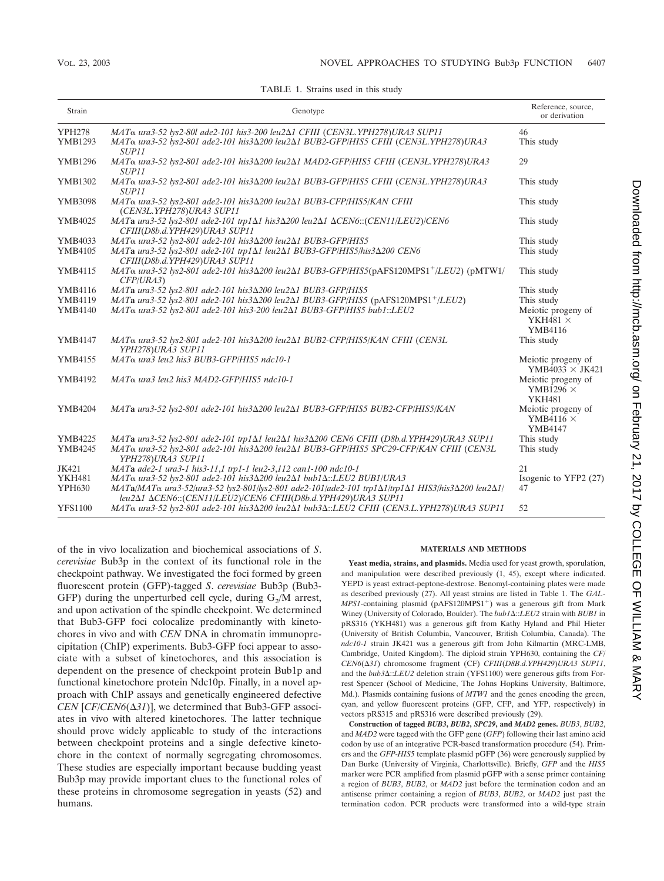TABLE 1. Strains used in this study

| Strain | Genotype | Reference, source, or derivation |
|---|---|---|
| YPH278 | *MAT*α *ura3-52 lys2-80l ade2-101 his3-200 leu2*Δ*1 CFIII* (*CEN3L.YPH278*)*URA3 SUP11* | 46 |
| YMB1293 | *MAT*α *ura3-52 lys2-801 ade2-101 his3*Δ*200 leu2*Δ*1 BUB2-GFP*/*HIS5 CFIII* (*CEN3L.YPH278*)*URA3 SUP11* | This study |
| YMB1296 | *MAT*α *ura3-52 lys2-801 ade2-101 his3*Δ*200 leu2*Δ*1 MAD2-GFP*/*HIS5 CFIII* (*CEN3L.YPH278*)*URA3 SUP11* | 29 |
| YMB1302 | *MAT*α *ura3-52 lys2-801 ade2-101 his3*Δ*200 leu2*Δ*1 BUB3-GFP*/*HIS5 CFIII* (*CEN3L.YPH278*)*URA3 SUP11* | This study |
| YMB3098 | *MAT*α *ura3-52 lys2-801 ade2-101 his3*Δ*200 leu2*Δ*1 BUB3-CFP*/*HIS5*/*KAN CFIII* (*CEN3L.YPH278*)*URA3 SUP11* | This study |
| YMB4025 | *MAT***a** *ura3-52 lys2-801 ade2-101 trp1*Δ*1 his3*Δ*200 leu2*Δ*1* Δ*CEN6*::(*CEN11*/*LEU2*)/*CEN6 CFIII*(*D8b.d.YPH429*)*URA3 SUP11* | This study |
| YMB4033 | *MAT*α *ura3-52 lys2-801 ade2-101 his3*Δ*200 leu2*Δ*1 BUB3-GFP*/*HIS5* | This study |
| YMB4105 | *MAT***a** *ura3-52 lys2-801 ade2-101 trp1*Δ*1 leu2*Δ*1 BUB3-GFP*/*HIS5*/*his3*Δ*200 CEN6 CFIII*(*D8b.d.YPH429*)*URA3 SUP11* | This study |
| YMB4115 | *MAT*α *ura3-52 lys2-801 ade2-101 his3*Δ*200 leu2*Δ*1 BUB3-GFP*/*HIS5*(pAFS120MPS1$^+$/*LEU2*) (pMTW1/*CFP*/*URA3*) | This study |
| YMB4116 | *MAT***a** *ura3-52 lys2-801 ade2-101 his3*Δ*200 leu2*Δ*1 BUB3-GFP*/*HIS5* | This study |
| YMB4119 | *MAT***a** *ura3-52 lys2-801 ade2-101 his3*Δ*200 leu2*Δ*1 BUB3-GFP*/*HIS5* (pAFS120MPS1$^+$/*LEU2*) | This study |
| YMB4140 | *MAT*α *ura3-52 lys2-801 ade2-101 his3-200 leu2*Δ*1 BUB3-GFP*/*HIS5 bub1*::*LEU2* | Meiotic progeny of YKH481 × YMB4116 |
| YMB4147 | *MAT*α *ura3-52 lys2-801 ade2-101 his3*Δ*200 leu2*Δ*1 BUB2-CFP*/*HIS5*/*KAN CFIII* (*CEN3L YPH278*)*URA3 SUP11* | This study |
| YMB4155 | *MAT*α *ura3 leu2 his3 BUB3-GFP*/*HIS5 ndc10-1* | Meiotic progeny of YMB4033 × JK421 |
| YMB4192 | *MAT*α *ura3 leu2 his3 MAD2-GFP*/*HIS5 ndc10-1* | Meiotic progeny of YMB1296 × YKH481 |
| YMB4204 | *MAT***a** *ura3-52 lys2-801 ade2-101 his3*Δ*200 leu2*Δ*1 BUB3-GFP*/*HIS5 BUB2-CFP*/*HIS5*/*KAN* | Meiotic progeny of YMB4116 × YMB4147 |
| YMB4225 | *MAT***a** *ura3-52 lys2-801 ade2-101 trp1*Δ*1 leu2*Δ*1 his3*Δ*200 CEN6 CFIII* (*D8b.d.YPH429*)*URA3 SUP11* | This study |
| YMB4245 | *MAT*α *ura3-52 lys2-801 ade2-101 his3*Δ*200 leu2*Δ*1 BUB3-GFP*/*HIS5 SPC29-CFP*/*KAN CFIII* (*CEN3L YPH278*)*URA3 SUP11* | This study |
| JK421 | *MAT***a** *ade2-1 ura3-1 his3-11,1 trp1-1 leu2-3,112 can1-100 ndc10-1* | 21 |
| YKH481 | *MAT*α *ura3-52 lys2-801 ade2-101 his3*Δ*200 leu2*Δ*1 bub1*Δ::*LEU2 BUB1*/*URA3* | Isogenic to YFP2 (27) |
| YPH630 | *MAT***a**/*MAT*α *ura3-52*/*ura3-52 lys2-801*/*lys2-801 ade2-101*/*ade2-101 trp1*Δ*1*/*trp1*Δ*1 HIS3*/*his3*Δ*200 leu2*Δ*1*/*leu2*Δ*1* Δ*CEN6*::(*CEN11*/*LEU2*)/*CEN6 CFIII*(*D8b.d.YPH429*)*URA3 SUP11* | 47 |
| YFS1100 | *MAT*α *ura3-52 lys2-801 ade2-101 his3*Δ*200 leu2*Δ*1 bub3*Δ::*LEU2 CFIII* (*CEN3.L.YPH278*)*URA3 SUP11* | 52 |

of the in vivo localization and biochemical associations of *S. cerevisiae* Bub3p in the context of its functional role in the checkpoint pathway. We investigated the foci formed by green fluorescent protein (GFP)-tagged *S. cerevisiae* Bub3p (Bub3-GFP) during the unperturbed cell cycle, during $G_2$/M arrest, and upon activation of the spindle checkpoint. We determined that Bub3-GFP foci colocalize predominantly with kinetochores in vivo and with *CEN* DNA in chromatin immunoprecipitation (ChIP) experiments. Bub3-GFP foci appear to associate with a subset of kinetochores, and this association is dependent on the presence of checkpoint protein Bub1p and functional kinetochore protein Ndc10p. Finally, in a novel approach with ChIP assays and genetically engineered defective *CEN* [*CF*/*CEN6*(Δ*31*)], we determined that Bub3-GFP associates in vivo with altered kinetochores. The latter technique should prove widely applicable to study of the interactions between checkpoint proteins and a single defective kinetochore in the context of normally segregating chromosomes. These studies are especially important because budding yeast Bub3p may provide important clues to the functional roles of these proteins in chromosome segregation in yeasts (52) and humans.

## MATERIALS AND METHODS

**Yeast media, strains, and plasmids.** Media used for yeast growth, sporulation, and manipulation were described previously (1, 45), except where indicated. YEPD is yeast extract-peptone-dextrose. Benomyl-containing plates were made as described previously (27). All yeast strains are listed in Table 1. The *GAL-MPS1*-containing plasmid (pAFS120MPS1$^+$) was a generous gift from Mark Winey (University of Colorado, Boulder). The *bub1*Δ::*LEU2* strain with *BUB1* in pRS316 (YKH481) was a generous gift from Kathy Hyland and Phil Hieter (University of British Columbia, Vancouver, British Columbia, Canada). The *ndc10-1* strain JK421 was a generous gift from John Kilmartin (MRC-LMB, Cambridge, United Kingdom). The diploid strain YPH630, containing the *CF*/*CEN6*(Δ*31*) chromosome fragment (CF) *CFIII*(*D8B.d.YPH429*)*URA3 SUP11*, and the *bub3*Δ::*LEU2* deletion strain (YFS1100) were generous gifts from Forrest Spencer (School of Medicine, The Johns Hopkins University, Baltimore, Md.). Plasmids containing fusions of *MTW1* and the genes encoding the green, cyan, and yellow fluorescent proteins (GFP, CFP, and YFP, respectively) in vectors pRS315 and pRS316 were described previously (29).

**Construction of tagged *BUB3*, *BUB2*, *SPC29*, and *MAD2* genes.** *BUB3*, *BUB2*, and *MAD2* were tagged with the GFP gene (*GFP*) following their last amino acid codon by use of an integrative PCR-based transformation procedure (54). Primers and the *GFP-HIS5* template plasmid pGFP (36) were generously supplied by Dan Burke (University of Virginia, Charlottsville). Briefly, *GFP* and the *HIS5* marker were PCR amplified from plasmid pGFP with a sense primer containing a region of *BUB3*, *BUB2*, or *MAD2* just before the termination codon and an antisense primer containing a region of *BUB3*, *BUB2*, or *MAD2* just past the termination codon. PCR products were transformed into a wild-type strain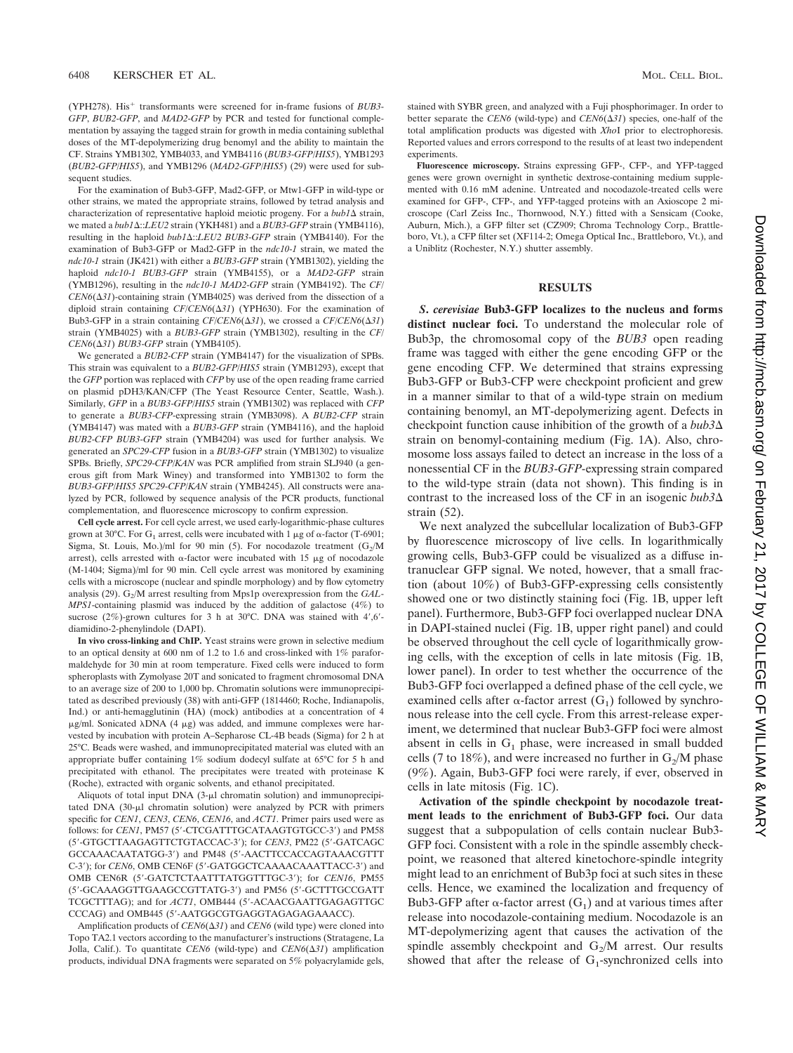(YPH278). His$^{+}$ transformants were screened for in-frame fusions of *BUB3-GFP*, *BUB2-GFP*, and *MAD2-GFP* by PCR and tested for functional complementation by assaying the tagged strain for growth in media containing sublethal doses of the MT-depolymerizing drug benomyl and the ability to maintain the CF. Strains YMB1302, YMB4033, and YMB4116 (*BUB3-GFP/HIS5*), YMB1293 (*BUB2-GFP/HIS5*), and YMB1296 (*MAD2-GFP/HIS5*) (29) were used for subsequent studies.

For the examination of Bub3-GFP, Mad2-GFP, or Mtw1-GFP in wild-type or other strains, we mated the appropriate strains, followed by tetrad analysis and characterization of representative haploid meiotic progeny. For a *bub1*Δ strain, we mated a *bub1*Δ*::LEU2* strain (YKH481) and a *BUB3-GFP* strain (YMB4116), resulting in the haploid *bub1*Δ*::LEU2 BUB3-GFP* strain (YMB4140). For the examination of Bub3-GFP or Mad2-GFP in the *ndc10-1* strain, we mated the *ndc10-1* strain (JK421) with either a *BUB3-GFP* strain (YMB1302), yielding the haploid *ndc10-1 BUB3-GFP* strain (YMB4155), or a *MAD2-GFP* strain (YMB1296), resulting in the *ndc10-1 MAD2-GFP* strain (YMB4192). The *CF/CEN6*(Δ*31*)-containing strain (YMB4025) was derived from the dissection of a diploid strain containing *CF/CEN6*(Δ*31*) (YPH630). For the examination of Bub3-GFP in a strain containing *CF/CEN6*(Δ*31*), we crossed a *CF/CEN6*(Δ*31*) strain (YMB4025) with a *BUB3-GFP* strain (YMB1302), resulting in the *CF/CEN6*(Δ*31*) *BUB3-GFP* strain (YMB4105).

We generated a *BUB2-CFP* strain (YMB4147) for the visualization of SPBs. This strain was equivalent to a *BUB2-GFP/HIS5* strain (YMB1293), except that the *GFP* portion was replaced with *CFP* by use of the open reading frame carried on plasmid pDH3/KAN/CFP (The Yeast Resource Center, Seattle, Wash.). Similarly, *GFP* in a *BUB3-GFP/HIS5* strain (YMB1302) was replaced with *CFP* to generate a *BUB3-CFP*-expressing strain (YMB3098). A *BUB2-CFP* strain (YMB4147) was mated with a *BUB3-GFP* strain (YMB4116), and the haploid *BUB2-CFP BUB3-GFP* strain (YMB4204) was used for further analysis. We generated an *SPC29-CFP* fusion in a *BUB3-GFP* strain (YMB1302) to visualize SPBs. Briefly, *SPC29-CFP/KAN* was PCR amplified from strain SLJ940 (a generous gift from Mark Winey) and transformed into YMB1302 to form the *BUB3-GFP/HIS5 SPC29-CFP/KAN* strain (YMB4245). All constructs were analyzed by PCR, followed by sequence analysis of the PCR products, functional complementation, and fluorescence microscopy to confirm expression.

**Cell cycle arrest.** For cell cycle arrest, we used early-logarithmic-phase cultures grown at 30°C. For $G_1$ arrest, cells were incubated with 1 μg of α-factor (T-6901; Sigma, St. Louis, Mo.)/ml for 90 min (5). For nocodazole treatment ($G_2$/M arrest), cells arrested with α-factor were incubated with 15 μg of nocodazole (M-1404; Sigma)/ml for 90 min. Cell cycle arrest was monitored by examining cells with a microscope (nuclear and spindle morphology) and by flow cytometry analysis (29). $G_2$/M arrest resulting from Mps1p overexpression from the *GAL-MPS1*-containing plasmid was induced by the addition of galactose (4%) to sucrose (2%)-grown cultures for 3 h at 30°C. DNA was stained with 4′,6′-diamidino-2-phenylindole (DAPI).

**In vivo cross-linking and ChIP.** Yeast strains were grown in selective medium to an optical density at 600 nm of 1.2 to 1.6 and cross-linked with 1% paraformaldehyde for 30 min at room temperature. Fixed cells were induced to form spheroplasts with Zymolyase 20T and sonicated to fragment chromosomal DNA to an average size of 200 to 1,000 bp. Chromatin solutions were immunoprecipitated as described previously (38) with anti-GFP (1814460; Roche, Indianapolis, Ind.) or anti-hemagglutinin (HA) (mock) antibodies at a concentration of 4 μg/ml. Sonicated λDNA (4 μg) was added, and immune complexes were harvested by incubation with protein A–Sepharose CL-4B beads (Sigma) for 2 h at 25°C. Beads were washed, and immunoprecipitated material was eluted with an appropriate buffer containing 1% sodium dodecyl sulfate at 65°C for 5 h and precipitated with ethanol. The precipitates were treated with proteinase K (Roche), extracted with organic solvents, and ethanol precipitated.

Aliquots of total input DNA (3-μl chromatin solution) and immunoprecipitated DNA (30-μl chromatin solution) were analyzed by PCR with primers specific for *CEN1*, *CEN3*, *CEN6*, *CEN16*, and *ACT1*. Primer pairs used were as follows: for *CEN1*, PM57 (5′-CTCGATTTGCATAAGTGTGCC-3′) and PM58 (5′-GTGCTTAAGAGTTCTGTACCAC-3′); for *CEN3*, PM22 (5′-GATCAGCGCCAAACAATATGG-3′) and PM48 (5′-AACTTCCACCAGTAAACGTTTC-3′); for *CEN6*, OMB CEN6F (5′-GATGGCTCAAAACAAATTACC-3′) and OMB CEN6R (5′-GATCTCTAATTTATGGTTTGC-3′); for *CEN16*, PM55 (5′-GCAAAGGTTGAAGCCGTTATG-3′) and PM56 (5′-GCTTTGCCGATTTCGCTTTAG); and for *ACT1*, OMB444 (5′-ACAACGAATTGAGAGTTGCCCCAG) and OMB445 (5′-AATGGCGTGAGGTAGAGAGAAACC).

Amplification products of *CEN6*(Δ*31*) and *CEN6* (wild type) were cloned into Topo TA2.1 vectors according to the manufacturer's instructions (Stratagene, La Jolla, Calif.). To quantitate *CEN6* (wild-type) and *CEN6*(Δ*31*) amplification products, individual DNA fragments were separated on 5% polyacrylamide gels, stained with SYBR green, and analyzed with a Fuji phosphorimager. In order to better separate the *CEN6* (wild-type) and *CEN6*(Δ*31*) species, one-half of the total amplification products was digested with *Xho*I prior to electrophoresis. Reported values and errors correspond to the results of at least two independent experiments.

**Fluorescence microscopy.** Strains expressing GFP-, CFP-, and YFP-tagged genes were grown overnight in synthetic dextrose-containing medium supplemented with 0.16 mM adenine. Untreated and nocodazole-treated cells were examined for GFP-, CFP-, and YFP-tagged proteins with an Axioscope 2 microscope (Carl Zeiss Inc., Thornwood, N.Y.) fitted with a Sensicam (Cooke, Auburn, Mich.), a GFP filter set (CZ909; Chroma Technology Corp., Brattleboro, Vt.), a CFP filter set (XF114-2; Omega Optical Inc., Brattleboro, Vt.), and a Uniblitz (Rochester, N.Y.) shutter assembly.

## RESULTS

***S. cerevisiae* Bub3-GFP localizes to the nucleus and forms distinct nuclear foci.** To understand the molecular role of Bub3p, the chromosomal copy of the *BUB3* open reading frame was tagged with either the gene encoding GFP or the gene encoding CFP. We determined that strains expressing Bub3-GFP or Bub3-CFP were checkpoint proficient and grew in a manner similar to that of a wild-type strain on medium containing benomyl, an MT-depolymerizing agent. Defects in checkpoint function cause inhibition of the growth of a *bub3*Δ strain on benomyl-containing medium (Fig. 1A). Also, chromosome loss assays failed to detect an increase in the loss of a nonessential CF in the *BUB3-GFP*-expressing strain compared to the wild-type strain (data not shown). This finding is in contrast to the increased loss of the CF in an isogenic *bub3*Δ strain (52).

We next analyzed the subcellular localization of Bub3-GFP by fluorescence microscopy of live cells. In logarithmically growing cells, Bub3-GFP could be visualized as a diffuse intranuclear GFP signal. We noted, however, that a small fraction (about 10%) of Bub3-GFP-expressing cells consistently showed one or two distinctly staining foci (Fig. 1B, upper left panel). Furthermore, Bub3-GFP foci overlapped nuclear DNA in DAPI-stained nuclei (Fig. 1B, upper right panel) and could be observed throughout the cell cycle of logarithmically growing cells, with the exception of cells in late mitosis (Fig. 1B, lower panel). In order to test whether the occurrence of the Bub3-GFP foci overlapped a defined phase of the cell cycle, we examined cells after α-factor arrest ($G_1$) followed by synchronous release into the cell cycle. From this arrest-release experiment, we determined that nuclear Bub3-GFP foci were almost absent in cells in $G_1$ phase, were increased in small budded cells (7 to 18%), and were increased no further in $G_2$/M phase (9%). Again, Bub3-GFP foci were rarely, if ever, observed in cells in late mitosis (Fig. 1C).

**Activation of the spindle checkpoint by nocodazole treatment leads to the enrichment of Bub3-GFP foci.** Our data suggest that a subpopulation of cells contain nuclear Bub3-GFP foci. Consistent with a role in the spindle assembly checkpoint, we reasoned that altered kinetochore-spindle integrity might lead to an enrichment of Bub3p foci at such sites in these cells. Hence, we examined the localization and frequency of Bub3-GFP after α-factor arrest ($G_1$) and at various times after release into nocodazole-containing medium. Nocodazole is an MT-depolymerizing agent that causes the activation of the spindle assembly checkpoint and $G_2$/M arrest. Our results showed that after the release of $G_1$-synchronized cells into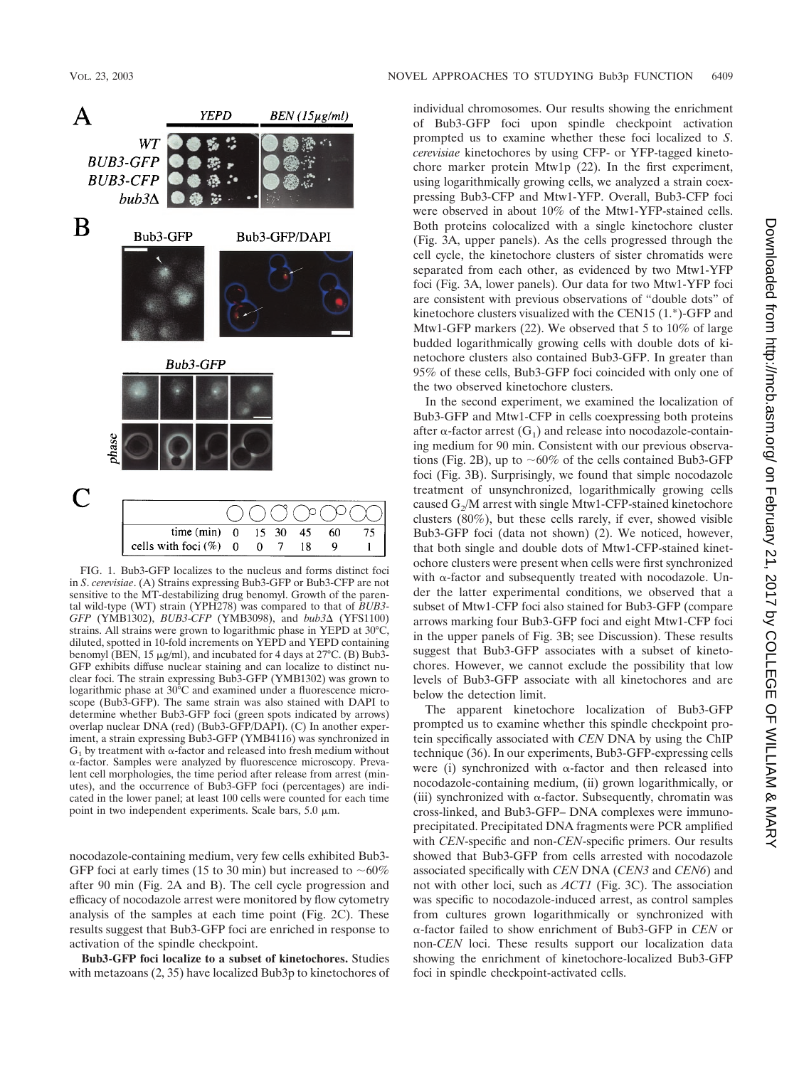FIG. 1. Bub3-GFP localizes to the nucleus and forms distinct foci in *S. cerevisiae*. (A) Strains expressing Bub3-GFP or Bub3-CFP are not sensitive to the MT-destabilizing drug benomyl. Growth of the parental wild-type (WT) strain (YPH278) was compared to that of *BUB3-GFP* (YMB1302), *BUB3-CFP* (YMB3098), and *bub3Δ* (YFS1100) strains. All strains were grown to logarithmic phase in YEPD at 30°C, diluted, spotted in 10-fold increments on YEPD and YEPD containing benomyl (BEN, 15 μg/ml), and incubated for 4 days at 27°C. (B) Bub3-GFP exhibits diffuse nuclear staining and can localize to distinct nuclear foci. The strain expressing Bub3-GFP (YMB1302) was grown to logarithmic phase at 30°C and examined under a fluorescence microscope (Bub3-GFP). The same strain was also stained with DAPI to determine whether Bub3-GFP foci (green spots indicated by arrows) overlap nuclear DNA (red) (Bub3-GFP/DAPI). (C) In another experiment, a strain expressing Bub3-GFP (YMB4116) was synchronized in $G_1$ by treatment with α-factor and released into fresh medium without α-factor. Samples were analyzed by fluorescence microscopy. Prevalent cell morphologies, the time period after release from arrest (minutes), and the occurrence of Bub3-GFP foci (percentages) are indicated in the lower panel; at least 100 cells were counted for each time point in two independent experiments. Scale bars, 5.0 μm.

| time (min) | 0 | 15 | 30 | 45 | 60 | 75 |
|---|---|---|---|---|---|---|
| cells with foci (%) | 0 | 0 | 7 | 18 | 9 | 1 |

nocodazole-containing medium, very few cells exhibited Bub3-GFP foci at early times (15 to 30 min) but increased to ~60% after 90 min (Fig. 2A and B). The cell cycle progression and efficacy of nocodazole arrest were monitored by flow cytometry analysis of the samples at each time point (Fig. 2C). These results suggest that Bub3-GFP foci are enriched in response to activation of the spindle checkpoint.

**Bub3-GFP foci localize to a subset of kinetochores.** Studies with metazoans (2, 35) have localized Bub3p to kinetochores of individual chromosomes. Our results showing the enrichment of Bub3-GFP foci upon spindle checkpoint activation prompted us to examine whether these foci localized to *S. cerevisiae* kinetochores by using CFP- or YFP-tagged kinetochore marker protein Mtw1p (22). In the first experiment, using logarithmically growing cells, we analyzed a strain coexpressing Bub3-CFP and Mtw1-YFP. Overall, Bub3-CFP foci were observed in about 10% of the Mtw1-YFP-stained cells. Both proteins colocalized with a single kinetochore cluster (Fig. 3A, upper panels). As the cells progressed through the cell cycle, the kinetochore clusters of sister chromatids were separated from each other, as evidenced by two Mtw1-YFP foci (Fig. 3A, lower panels). Our data for two Mtw1-YFP foci are consistent with previous observations of "double dots" of kinetochore clusters visualized with the CEN15 (1.*)-GFP and Mtw1-GFP markers (22). We observed that 5 to 10% of large budded logarithmically growing cells with double dots of kinetochore clusters also contained Bub3-GFP. In greater than 95% of these cells, Bub3-GFP foci coincided with only one of the two observed kinetochore clusters.

In the second experiment, we examined the localization of Bub3-GFP and Mtw1-CFP in cells coexpressing both proteins after α-factor arrest ($G_1$) and release into nocodazole-containing medium for 90 min. Consistent with our previous observations (Fig. 2B), up to ~60% of the cells contained Bub3-GFP foci (Fig. 3B). Surprisingly, we found that simple nocodazole treatment of unsynchronized, logarithmically growing cells caused $G_2$/M arrest with single Mtw1-CFP-stained kinetochore clusters (80%), but these cells rarely, if ever, showed visible Bub3-GFP foci (data not shown) (2). We noticed, however, that both single and double dots of Mtw1-CFP-stained kinetochore clusters were present when cells were first synchronized with α-factor and subsequently treated with nocodazole. Under the latter experimental conditions, we observed that a subset of Mtw1-CFP foci also stained for Bub3-GFP (compare arrows marking four Bub3-GFP foci and eight Mtw1-CFP foci in the upper panels of Fig. 3B; see Discussion). These results suggest that Bub3-GFP associates with a subset of kinetochores. However, we cannot exclude the possibility that low levels of Bub3-GFP associate with all kinetochores and are below the detection limit.

The apparent kinetochore localization of Bub3-GFP prompted us to examine whether this spindle checkpoint protein specifically associated with *CEN* DNA by using the ChIP technique (36). In our experiments, Bub3-GFP-expressing cells were (i) synchronized with α-factor and then released into nocodazole-containing medium, (ii) grown logarithmically, or (iii) synchronized with α-factor. Subsequently, chromatin was cross-linked, and Bub3-GFP– DNA complexes were immunoprecipitated. Precipitated DNA fragments were PCR amplified with *CEN*-specific and non-*CEN*-specific primers. Our results showed that Bub3-GFP from cells arrested with nocodazole associated specifically with *CEN* DNA (*CEN3* and *CEN6*) and not with other loci, such as *ACT1* (Fig. 3C). The association was specific to nocodazole-induced arrest, as control samples from cultures grown logarithmically or synchronized with α-factor failed to show enrichment of Bub3-GFP in *CEN* or non-*CEN* loci. These results support our localization data showing the enrichment of kinetochore-localized Bub3-GFP foci in spindle checkpoint-activated cells.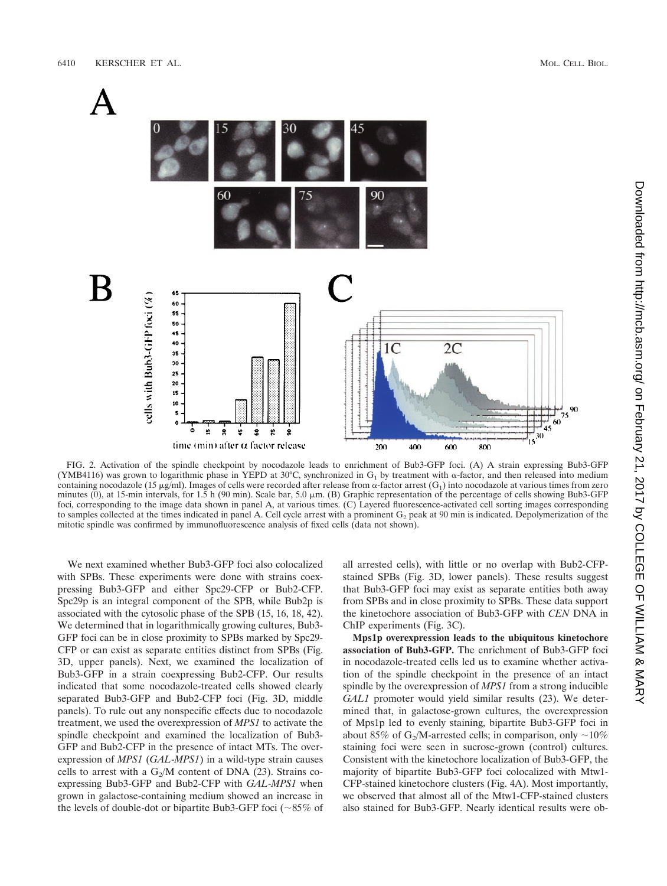FIG. 2. Activation of the spindle checkpoint by nocodazole leads to enrichment of Bub3-GFP foci. (A) A strain expressing Bub3-GFP (YMB4116) was grown to logarithmic phase in YEPD at 30°C, synchronized in $G_1$ by treatment with α-factor, and then released into medium containing nocodazole (15 μg/ml). Images of cells were recorded after release from α-factor arrest ($G_1$) into nocodazole at various times from zero minutes (0), at 15-min intervals, for 1.5 h (90 min). Scale bar, 5.0 μm. (B) Graphic representation of the percentage of cells showing Bub3-GFP foci, corresponding to the image data shown in panel A, at various times. (C) Layered fluorescence-activated cell sorting images corresponding to samples collected at the times indicated in panel A. Cell cycle arrest with a prominent $G_2$ peak at 90 min is indicated. Depolymerization of the mitotic spindle was confirmed by immunofluorescence analysis of fixed cells (data not shown).

We next examined whether Bub3-GFP foci also colocalized with SPBs. These experiments were done with strains coexpressing Bub3-GFP and either Spc29-CFP or Bub2-CFP. Spc29p is an integral component of the SPB, while Bub2p is associated with the cytosolic phase of the SPB (15, 16, 18, 42). We determined that in logarithmically growing cultures, Bub3-GFP foci can be in close proximity to SPBs marked by Spc29-CFP or can exist as separate entities distinct from SPBs (Fig. 3D, upper panels). Next, we examined the localization of Bub3-GFP in a strain coexpressing Bub2-CFP. Our results indicated that some nocodazole-treated cells showed clearly separated Bub3-GFP and Bub2-CFP foci (Fig. 3D, middle panels). To rule out any nonspecific effects due to nocodazole treatment, we used the overexpression of *MPS1* to activate the spindle checkpoint and examined the localization of Bub3-GFP and Bub2-CFP in the presence of intact MTs. The overexpression of *MPS1* (*GAL-MPS1*) in a wild-type strain causes cells to arrest with a $G_2$/M content of DNA (23). Strains coexpressing Bub3-GFP and Bub2-CFP with *GAL-MPS1* when grown in galactose-containing medium showed an increase in the levels of double-dot or bipartite Bub3-GFP foci (~85% of all arrested cells), with little or no overlap with Bub2-CFP-stained SPBs (Fig. 3D, lower panels). These results suggest that Bub3-GFP foci may exist as separate entities both away from SPBs and in close proximity to SPBs. These data support the kinetochore association of Bub3-GFP with *CEN* DNA in ChIP experiments (Fig. 3C).

**Mps1p overexpression leads to the ubiquitous kinetochore association of Bub3-GFP.** The enrichment of Bub3-GFP foci in nocodazole-treated cells led us to examine whether activation of the spindle checkpoint in the presence of an intact spindle by the overexpression of *MPS1* from a strong inducible *GAL1* promoter would yield similar results (23). We determined that, in galactose-grown cultures, the overexpression of Mps1p led to evenly staining, bipartite Bub3-GFP foci in about 85% of $G_2$/M-arrested cells; in comparison, only ~10% staining foci were seen in sucrose-grown (control) cultures. Consistent with the kinetochore localization of Bub3-GFP, the majority of bipartite Bub3-GFP foci colocalized with Mtw1-CFP-stained kinetochore clusters (Fig. 4A). Most importantly, we observed that almost all of the Mtw1-CFP-stained clusters also stained for Bub3-GFP. Nearly identical results were ob-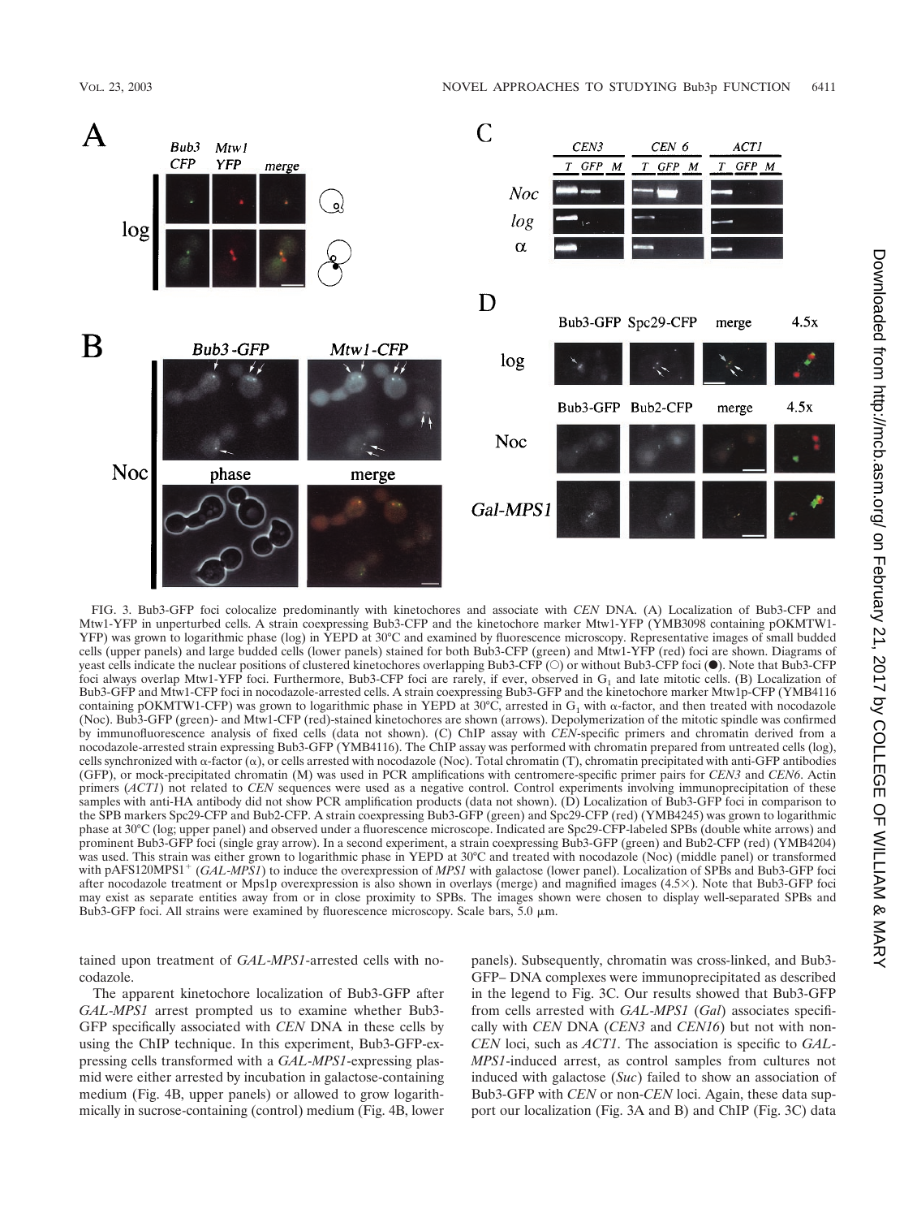FIG. 3. Bub3-GFP foci colocalize predominantly with kinetochores and associate with *CEN* DNA. (A) Localization of Bub3-CFP and Mtw1-YFP in unperturbed cells. A strain coexpressing Bub3-CFP and the kinetochore marker Mtw1-YFP (YMB3098 containing pOKMTW1-YFP) was grown to logarithmic phase (log) in YEPD at 30°C and examined by fluorescence microscopy. Representative images of small budded cells (upper panels) and large budded cells (lower panels) stained for both Bub3-CFP (green) and Mtw1-YFP (red) foci are shown. Diagrams of yeast cells indicate the nuclear positions of clustered kinetochores overlapping Bub3-CFP (○) or without Bub3-CFP foci (●). Note that Bub3-CFP foci always overlap Mtw1-YFP foci. Furthermore, Bub3-CFP foci are rarely, if ever, observed in $G_1$ and late mitotic cells. (B) Localization of Bub3-GFP and Mtw1-CFP foci in nocodazole-arrested cells. A strain coexpressing Bub3-GFP and the kinetochore marker Mtw1p-CFP (YMB4116 containing pOKMTW1-CFP) was grown to logarithmic phase in YEPD at 30°C, arrested in $G_1$ with α-factor, and then treated with nocodazole (Noc). Bub3-GFP (green)- and Mtw1-CFP (red)-stained kinetochores are shown (arrows). Depolymerization of the mitotic spindle was confirmed by immunofluorescence analysis of fixed cells (data not shown). (C) ChIP assay with *CEN*-specific primers and chromatin derived from a nocodazole-arrested strain expressing Bub3-GFP (YMB4116). The ChIP assay was performed with chromatin prepared from untreated cells (log), cells synchronized with α-factor (α), or cells arrested with nocodazole (Noc). Total chromatin (T), chromatin precipitated with anti-GFP antibodies (GFP), or mock-precipitated chromatin (M) was used in PCR amplifications with centromere-specific primer pairs for *CEN3* and *CEN6*. Actin primers (*ACT1*) not related to *CEN* sequences were used as a negative control. Control experiments involving immunoprecipitation of these samples with anti-HA antibody did not show PCR amplification products (data not shown). (D) Localization of Bub3-GFP foci in comparison to the SPB markers Spc29-CFP and Bub2-CFP. A strain coexpressing Bub3-GFP (green) and Spc29-CFP (red) (YMB4245) was grown to logarithmic phase at 30°C (log; upper panel) and observed under a fluorescence microscope. Indicated are Spc29-CFP-labeled SPBs (double white arrows) and prominent Bub3-GFP foci (single gray arrow). In a second experiment, a strain coexpressing Bub3-GFP (green) and Bub2-CFP (red) (YMB4204) was used. This strain was either grown to logarithmic phase in YEPD at 30°C and treated with nocodazole (Noc) (middle panel) or transformed with pAFS120MPS1$^{+}$ (*GAL-MPS1*) to induce the overexpression of *MPS1* with galactose (lower panel). Localization of SPBs and Bub3-GFP foci after nocodazole treatment or Mps1p overexpression is also shown in overlays (merge) and magnified images (4.5×). Note that Bub3-GFP foci may exist as separate entities away from or in close proximity to SPBs. The images shown were chosen to display well-separated SPBs and Bub3-GFP foci. All strains were examined by fluorescence microscopy. Scale bars, 5.0 μm.

tained upon treatment of *GAL-MPS1*-arrested cells with nocodazole.

The apparent kinetochore localization of Bub3-GFP after *GAL-MPS1* arrest prompted us to examine whether Bub3-GFP specifically associated with *CEN* DNA in these cells by using the ChIP technique. In this experiment, Bub3-GFP-expressing cells transformed with a *GAL-MPS1*-expressing plasmid were either arrested by incubation in galactose-containing medium (Fig. 4B, upper panels) or allowed to grow logarithmically in sucrose-containing (control) medium (Fig. 4B, lower panels). Subsequently, chromatin was cross-linked, and Bub3-GFP– DNA complexes were immunoprecipitated as described in the legend to Fig. 3C. Our results showed that Bub3-GFP from cells arrested with *GAL-MPS1* (*Gal*) associates specifically with *CEN* DNA (*CEN3* and *CEN16*) but not with non-*CEN* loci, such as *ACT1*. The association is specific to *GAL-MPS1*-induced arrest, as control samples from cultures not induced with galactose (*Suc*) failed to show an association of Bub3-GFP with *CEN* or non-*CEN* loci. Again, these data support our localization (Fig. 3A and B) and ChIP (Fig. 3C) data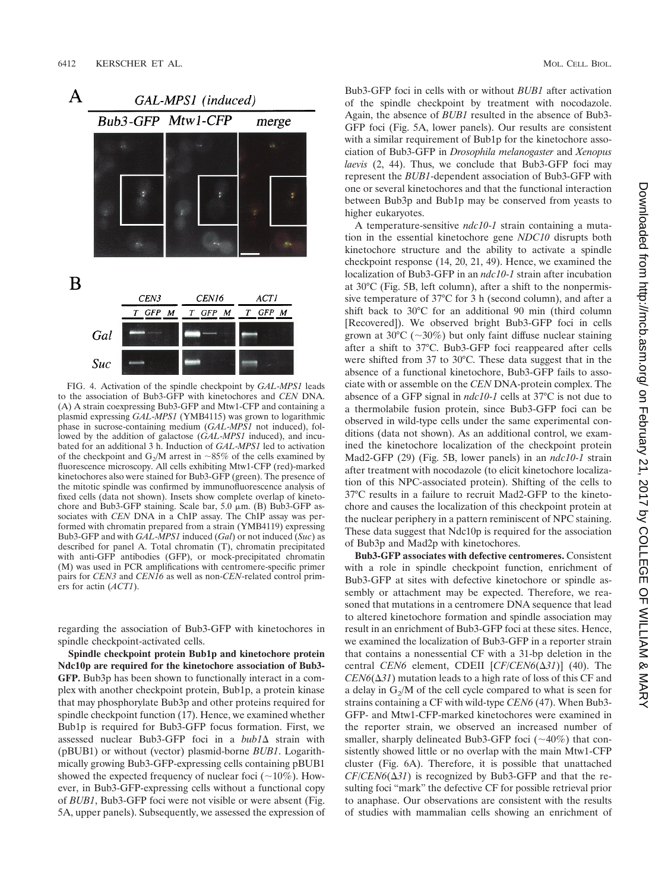FIG. 4. Activation of the spindle checkpoint by *GAL-MPS1* leads to the association of Bub3-GFP with kinetochores and *CEN* DNA. (A) A strain coexpressing Bub3-GFP and Mtw1-CFP and containing a plasmid expressing *GAL-MPS1* (YMB4115) was grown to logarithmic phase in sucrose-containing medium (*GAL-MPS1* not induced), followed by the addition of galactose (*GAL-MPS1* induced), and incubated for an additional 3 h. Induction of *GAL-MPS1* led to activation of the checkpoint and $G_2$/M arrest in ~85% of the cells examined by fluorescence microscopy. All cells exhibiting Mtw1-CFP (red)-marked kinetochores also were stained for Bub3-GFP (green). The presence of the mitotic spindle was confirmed by immunofluorescence analysis of fixed cells (data not shown). Insets show complete overlap of kinetochore and Bub3-GFP staining. Scale bar, 5.0 μm. (B) Bub3-GFP associates with *CEN* DNA in a ChIP assay. The ChIP assay was performed with chromatin prepared from a strain (YMB4119) expressing Bub3-GFP and with *GAL-MPS1* induced (*Gal*) or not induced (*Suc*) as described for panel A. Total chromatin (T), chromatin precipitated with anti-GFP antibodies (GFP), or mock-precipitated chromatin (M) was used in PCR amplifications with centromere-specific primer pairs for *CEN3* and *CEN16* as well as non-*CEN*-related control primers for actin (*ACT1*).

regarding the association of Bub3-GFP with kinetochores in spindle checkpoint-activated cells.

**Spindle checkpoint protein Bub1p and kinetochore protein Ndc10p are required for the kinetochore association of Bub3-GFP.** Bub3p has been shown to functionally interact in a complex with another checkpoint protein, Bub1p, a protein kinase that may phosphorylate Bub3p and other proteins required for spindle checkpoint function (17). Hence, we examined whether Bub1p is required for Bub3-GFP focus formation. First, we assessed nuclear Bub3-GFP foci in a *bub1Δ* strain with (pBUB1) or without (vector) plasmid-borne *BUB1*. Logarithmically growing Bub3-GFP-expressing cells containing pBUB1 showed the expected frequency of nuclear foci (~10%). However, in Bub3-GFP-expressing cells without a functional copy of *BUB1*, Bub3-GFP foci were not visible or were absent (Fig. 5A, upper panels). Subsequently, we assessed the expression of Bub3-GFP foci in cells with or without *BUB1* after activation of the spindle checkpoint by treatment with nocodazole. Again, the absence of *BUB1* resulted in the absence of Bub3-GFP foci (Fig. 5A, lower panels). Our results are consistent with a similar requirement of Bub1p for the kinetochore association of Bub3-GFP in *Drosophila melanogaster* and *Xenopus laevis* (2, 44). Thus, we conclude that Bub3-GFP foci may represent the *BUB1*-dependent association of Bub3-GFP with one or several kinetochores and that the functional interaction between Bub3p and Bub1p may be conserved from yeasts to higher eukaryotes.

A temperature-sensitive *ndc10-1* strain containing a mutation in the essential kinetochore gene *NDC10* disrupts both kinetochore structure and the ability to activate a spindle checkpoint response (14, 20, 21, 49). Hence, we examined the localization of Bub3-GFP in an *ndc10-1* strain after incubation at 30°C (Fig. 5B, left column), after a shift to the nonpermissive temperature of 37°C for 3 h (second column), and after a shift back to 30°C for an additional 90 min (third column [Recovered]). We observed bright Bub3-GFP foci in cells grown at 30°C (~30%) but only faint diffuse nuclear staining after a shift to 37°C. Bub3-GFP foci reappeared after cells were shifted from 37 to 30°C. These data suggest that in the absence of a functional kinetochore, Bub3-GFP fails to associate with or assemble on the *CEN* DNA-protein complex. The absence of a GFP signal in *ndc10-1* cells at 37°C is not due to a thermolabile fusion protein, since Bub3-GFP foci can be observed in wild-type cells under the same experimental conditions (data not shown). As an additional control, we examined the kinetochore localization of the checkpoint protein Mad2-GFP (29) (Fig. 5B, lower panels) in an *ndc10-1* strain after treatment with nocodazole (to elicit kinetochore localization of this NPC-associated protein). Shifting of the cells to 37°C results in a failure to recruit Mad2-GFP to the kinetochore and causes the localization of this checkpoint protein at the nuclear periphery in a pattern reminiscent of NPC staining. These data suggest that Ndc10p is required for the association of Bub3p and Mad2p with kinetochores.

**Bub3-GFP associates with defective centromeres.** Consistent with a role in spindle checkpoint function, enrichment of Bub3-GFP at sites with defective kinetochore or spindle assembly or attachment may be expected. Therefore, we reasoned that mutations in a centromere DNA sequence that lead to altered kinetochore formation and spindle association may result in an enrichment of Bub3-GFP foci at these sites. Hence, we examined the localization of Bub3-GFP in a reporter strain that contains a nonessential CF with a 31-bp deletion in the central *CEN6* element, CDEII [*CF/CEN6(Δ31)*] (40). The *CEN6(Δ31)* mutation leads to a high rate of loss of this CF and a delay in $G_2$/M of the cell cycle compared to what is seen for strains containing a CF with wild-type *CEN6* (47). When Bub3-GFP- and Mtw1-CFP-marked kinetochores were examined in the reporter strain, we observed an increased number of smaller, sharply delineated Bub3-GFP foci (~40%) that consistently showed little or no overlap with the main Mtw1-CFP cluster (Fig. 6A). Therefore, it is possible that unattached *CF/CEN6(Δ31)* is recognized by Bub3-GFP and that the resulting foci "mark" the defective CF for possible retrieval prior to anaphase. Our observations are consistent with the results of studies with mammalian cells showing an enrichment of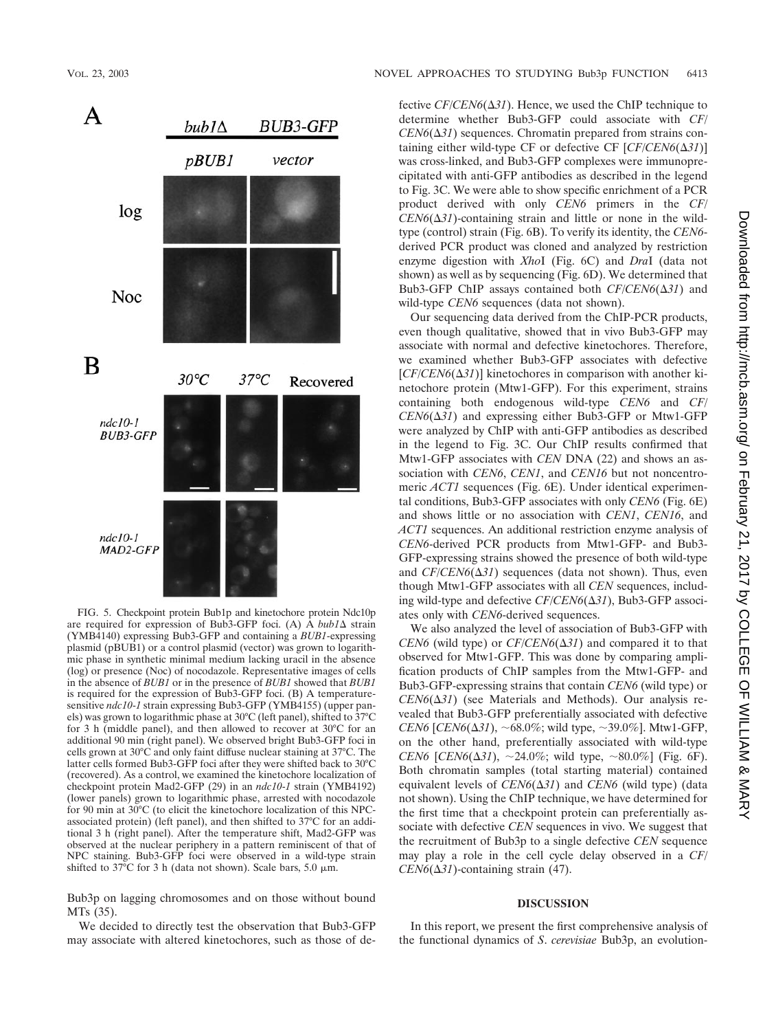FIG. 5. Checkpoint protein Bub1p and kinetochore protein Ndc10p are required for expression of Bub3-GFP foci. (A) A *bub1Δ* strain (YMB4140) expressing Bub3-GFP and containing a *BUB1*-expressing plasmid (pBUB1) or a control plasmid (vector) was grown to logarithmic phase in synthetic minimal medium lacking uracil in the absence (log) or presence (Noc) of nocodazole. Representative images of cells in the absence of *BUB1* or in the presence of *BUB1* showed that *BUB1* is required for the expression of Bub3-GFP foci. (B) A temperature-sensitive *ndc10-1* strain expressing Bub3-GFP (YMB4155) (upper panels) was grown to logarithmic phase at 30°C (left panel), shifted to 37°C for 3 h (middle panel), and then allowed to recover at 30°C for an additional 90 min (right panel). We observed bright Bub3-GFP foci in cells grown at 30°C and only faint diffuse nuclear staining at 37°C. The latter cells formed Bub3-GFP foci after they were shifted back to 30°C (recovered). As a control, we examined the kinetochore localization of checkpoint protein Mad2-GFP (29) in an *ndc10-1* strain (YMB4192) (lower panels) grown to logarithmic phase, arrested with nocodazole for 90 min at 30°C (to elicit the kinetochore localization of this NPC-associated protein) (left panel), and then shifted to 37°C for an additional 3 h (right panel). After the temperature shift, Mad2-GFP was observed at the nuclear periphery in a pattern reminiscent of that of NPC staining. Bub3-GFP foci were observed in a wild-type strain shifted to 37°C for 3 h (data not shown). Scale bars, 5.0 μm.

Bub3p on lagging chromosomes and on those without bound MTs (35).

We decided to directly test the observation that Bub3-GFP may associate with altered kinetochores, such as those of defective *CF/CEN6(Δ31)*. Hence, we used the ChIP technique to determine whether Bub3-GFP could associate with *CF/CEN6(Δ31)* sequences. Chromatin prepared from strains containing either wild-type CF or defective CF [*CF/CEN6(Δ31)*] was cross-linked, and Bub3-GFP complexes were immunoprecipitated with anti-GFP antibodies as described in the legend to Fig. 3C. We were able to show specific enrichment of a PCR product derived with only *CEN6* primers in the *CF/CEN6(Δ31)*-containing strain and little or none in the wild-type (control) strain (Fig. 6B). To verify its identity, the *CEN6*-derived PCR product was cloned and analyzed by restriction enzyme digestion with *Xho*I (Fig. 6C) and *Dra*I (data not shown) as well as by sequencing (Fig. 6D). We determined that Bub3-GFP ChIP assays contained both *CF/CEN6(Δ31)* and wild-type *CEN6* sequences (data not shown).

Our sequencing data derived from the ChIP-PCR products, even though qualitative, showed that in vivo Bub3-GFP may associate with normal and defective kinetochores. Therefore, we examined whether Bub3-GFP associates with defective [*CF/CEN6(Δ31)*] kinetochores in comparison with another kinetochore protein (Mtw1-GFP). For this experiment, strains containing both endogenous wild-type *CEN6* and *CF/CEN6(Δ31)* and expressing either Bub3-GFP or Mtw1-GFP were analyzed by ChIP with anti-GFP antibodies as described in the legend to Fig. 3C. Our ChIP results confirmed that Mtw1-GFP associates with *CEN* DNA (22) and shows an association with *CEN6*, *CEN1*, and *CEN16* but not noncentromeric *ACT1* sequences (Fig. 6E). Under identical experimental conditions, Bub3-GFP associates with only *CEN6* (Fig. 6E) and shows little or no association with *CEN1*, *CEN16*, and *ACT1* sequences. An additional restriction enzyme analysis of *CEN6*-derived PCR products from Mtw1-GFP- and Bub3-GFP-expressing strains showed the presence of both wild-type and *CF/CEN6(Δ31)* sequences (data not shown). Thus, even though Mtw1-GFP associates with all *CEN* sequences, including wild-type and defective *CF/CEN6(Δ31)*, Bub3-GFP associates only with *CEN6*-derived sequences.

We also analyzed the level of association of Bub3-GFP with *CEN6* (wild type) or *CF/CEN6(Δ31)* and compared it to that observed for Mtw1-GFP. This was done by comparing amplification products of ChIP samples from the Mtw1-GFP- and Bub3-GFP-expressing strains that contain *CEN6* (wild type) or *CEN6(Δ31)* (see Materials and Methods). Our analysis revealed that Bub3-GFP preferentially associated with defective *CEN6* [*CEN6(Δ31)*, ~68.0%; wild type, ~39.0%]. Mtw1-GFP, on the other hand, preferentially associated with wild-type *CEN6* [*CEN6(Δ31)*, ~24.0%; wild type, ~80.0%] (Fig. 6F). Both chromatin samples (total starting material) contained equivalent levels of *CEN6(Δ31)* and *CEN6* (wild type) (data not shown). Using the ChIP technique, we have determined for the first time that a checkpoint protein can preferentially associate with defective *CEN* sequences in vivo. We suggest that the recruitment of Bub3p to a single defective *CEN* sequence may play a role in the cell cycle delay observed in a *CF/CEN6(Δ31)*-containing strain (47).

## DISCUSSION

In this report, we present the first comprehensive analysis of the functional dynamics of *S. cerevisiae* Bub3p, an evolution-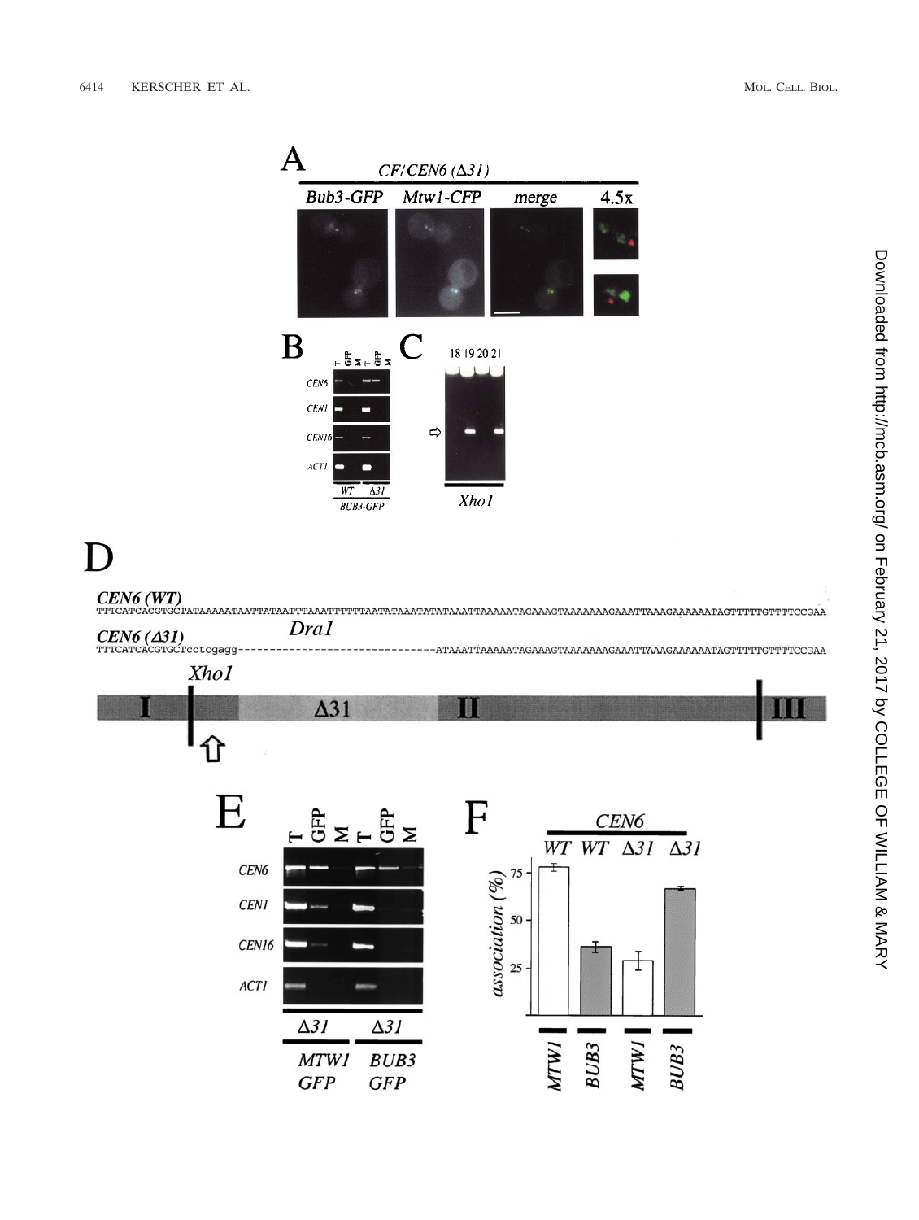A

*CF/CEN6 (Δ31)*

*Bub3-GFP* | *Mtw1-CFP* | merge | 4.5x

B

T GFP M T GFP M

*CEN6*

*CEN1*

*CEN16*

*ACT1*

WT Δ31

*BUB3-GFP*

C

18 19 20 21

*XhoI*

D

***CEN6 (WT)***

```
TTTCATCACGTGCTATAAAAATAATTATAATTTAAATTTTTTAATATAAATATATAAATTAAAAATAGAAAGTAAAAAAAGAAATTAAAGAAAAAATAGTTTTTGTTTTCCGAA
```

***CEN6 (Δ31)*** *DraI*

```
TTTCATCACGTGCTcctcgagg-------------------------------ATAAATTAAAAATAGAAAGTAAAAAAAGAAATTAAAGAAAAAATAGTTTTTGTTTTCCGAA
```

*XhoI*

I Δ31 II III

E

T GFP M T GFP M

*CEN6*

*CEN1*

*CEN16*

*ACT1*

Δ31 Δ31

*MTW1 GFP* *BUB3 GFP*

F

*CEN6*

*WT WT Δ31 Δ31*

*association (%)*

75

50

25

*MTW1* *BUB3* *MTW1* *BUB3*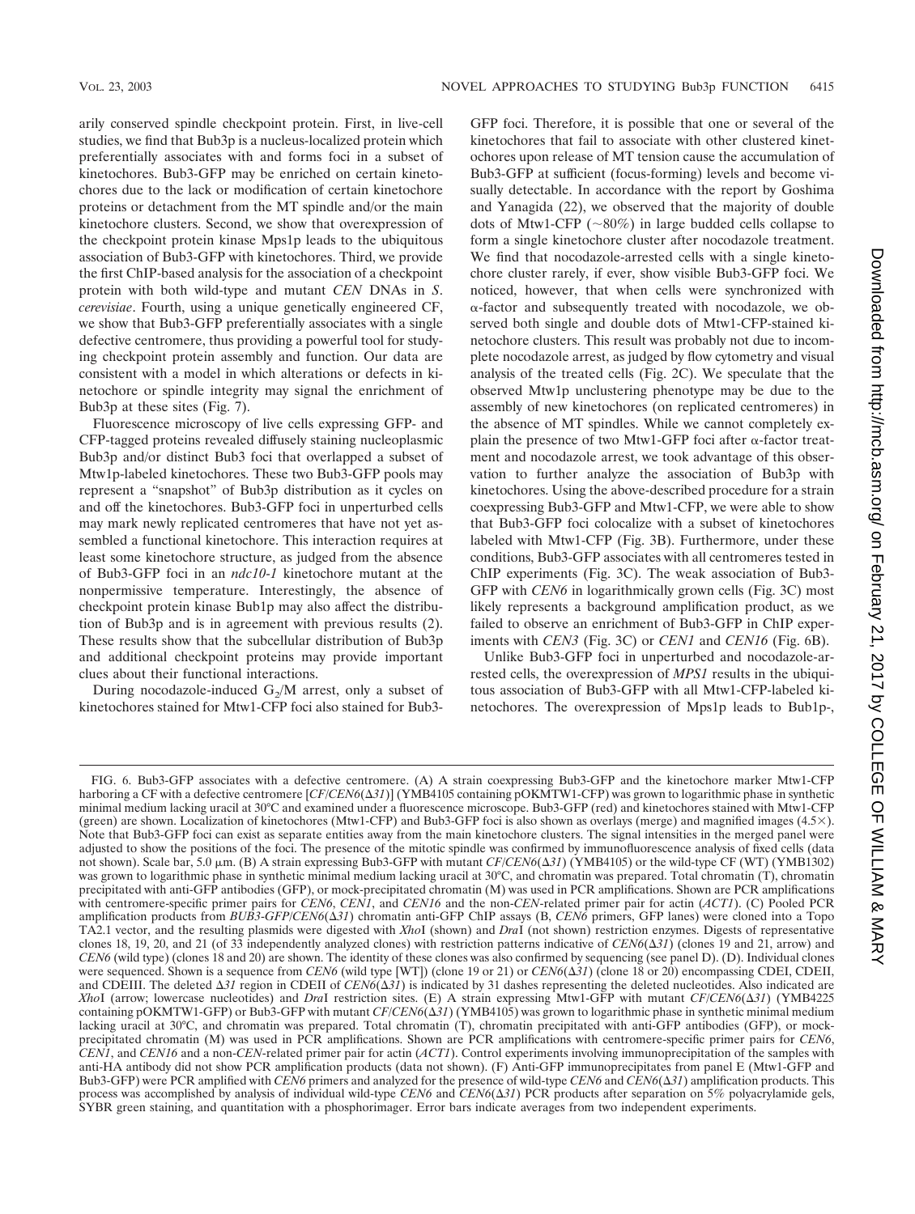arily conserved spindle checkpoint protein. First, in live-cell studies, we find that Bub3p is a nucleus-localized protein which preferentially associates with and forms foci in a subset of kinetochores. Bub3-GFP may be enriched on certain kinetochores due to the lack or modification of certain kinetochore proteins or detachment from the MT spindle and/or the main kinetochore clusters. Second, we show that overexpression of the checkpoint protein kinase Mps1p leads to the ubiquitous association of Bub3-GFP with kinetochores. Third, we provide the first ChIP-based analysis for the association of a checkpoint protein with both wild-type and mutant *CEN* DNAs in *S. cerevisiae*. Fourth, using a unique genetically engineered CF, we show that Bub3-GFP preferentially associates with a single defective centromere, thus providing a powerful tool for studying checkpoint protein assembly and function. Our data are consistent with a model in which alterations or defects in kinetochore or spindle integrity may signal the enrichment of Bub3p at these sites (Fig. 7).

Fluorescence microscopy of live cells expressing GFP- and CFP-tagged proteins revealed diffusely staining nucleoplasmic Bub3p and/or distinct Bub3 foci that overlapped a subset of Mtw1p-labeled kinetochores. These two Bub3-GFP pools may represent a "snapshot" of Bub3p distribution as it cycles on and off the kinetochores. Bub3-GFP foci in unperturbed cells may mark newly replicated centromeres that have not yet assembled a functional kinetochore. This interaction requires at least some kinetochore structure, as judged from the absence of Bub3-GFP foci in an *ndc10-1* kinetochore mutant at the nonpermissive temperature. Interestingly, the absence of checkpoint protein kinase Bub1p may also affect the distribution of Bub3p and is in agreement with previous results (2). These results show that the subcellular distribution of Bub3p and additional checkpoint proteins may provide important clues about their functional interactions.

During nocodazole-induced $G_2$/M arrest, only a subset of kinetochores stained for Mtw1-CFP foci also stained for Bub3-GFP foci. Therefore, it is possible that one or several of the kinetochores that fail to associate with other clustered kinetochores upon release of MT tension cause the accumulation of Bub3-GFP at sufficient (focus-forming) levels and become visually detectable. In accordance with the report by Goshima and Yanagida (22), we observed that the majority of double dots of Mtw1-CFP (~80%) in large budded cells collapse to form a single kinetochore cluster after nocodazole treatment. We find that nocodazole-arrested cells with a single kinetochore cluster rarely, if ever, show visible Bub3-GFP foci. We noticed, however, that when cells were synchronized with α-factor and subsequently treated with nocodazole, we observed both single and double dots of Mtw1-CFP-stained kinetochore clusters. This result was probably not due to incomplete nocodazole arrest, as judged by flow cytometry and visual analysis of the treated cells (Fig. 2C). We speculate that the observed Mtw1p unclustering phenotype may be due to the assembly of new kinetochores (on replicated centromeres) in the absence of MT spindles. While we cannot completely explain the presence of two Mtw1-GFP foci after α-factor treatment and nocodazole arrest, we took advantage of this observation to further analyze the association of Bub3p with kinetochores. Using the above-described procedure for a strain coexpressing Bub3-GFP and Mtw1-CFP, we were able to show that Bub3-GFP foci colocalize with a subset of kinetochores labeled with Mtw1-CFP (Fig. 3B). Furthermore, under these conditions, Bub3-GFP associates with all centromeres tested in ChIP experiments (Fig. 3C). The weak association of Bub3-GFP with *CEN6* in logarithmically grown cells (Fig. 3C) most likely represents a background amplification product, as we failed to observe an enrichment of Bub3-GFP in ChIP experiments with *CEN3* (Fig. 3C) or *CEN1* and *CEN16* (Fig. 6B).

Unlike Bub3-GFP foci in unperturbed and nocodazole-arrested cells, the overexpression of *MPS1* results in the ubiquitous association of Bub3-GFP with all Mtw1-CFP-labeled kinetochores. The overexpression of Mps1p leads to Bub1p-,

FIG. 6. Bub3-GFP associates with a defective centromere. (A) A strain coexpressing Bub3-GFP and the kinetochore marker Mtw1-CFP harboring a CF with a defective centromere [*CF/CEN6*(Δ*31*)] (YMB4105 containing pOKMTW1-CFP) was grown to logarithmic phase in synthetic minimal medium lacking uracil at 30°C and examined under a fluorescence microscope. Bub3-GFP (red) and kinetochores stained with Mtw1-CFP (green) are shown. Localization of kinetochores (Mtw1-CFP) and Bub3-GFP foci is also shown as overlays (merge) and magnified images (4.5×). Note that Bub3-GFP foci can exist as separate entities away from the main kinetochore clusters. The signal intensities in the merged panel were adjusted to show the positions of the foci. The presence of the mitotic spindle was confirmed by immunofluorescence analysis of fixed cells (data not shown). Scale bar, 5.0 μm. (B) A strain expressing Bub3-GFP with mutant *CF/CEN6*(Δ*31*) (YMB4105) or the wild-type CF (WT) (YMB1302) was grown to logarithmic phase in synthetic minimal medium lacking uracil at 30°C, and chromatin was prepared. Total chromatin (T), chromatin precipitated with anti-GFP antibodies (GFP), or mock-precipitated chromatin (M) was used in PCR amplifications. Shown are PCR amplifications with centromere-specific primer pairs for *CEN6*, *CEN1*, and *CEN16* and the non-*CEN*-related primer pair for actin (*ACT1*). (C) Pooled PCR amplification products from *BUB3-GFP/CEN6*(Δ*31*) chromatin anti-GFP ChIP assays (B, *CEN6* primers, GFP lanes) were cloned into a Topo TA2.1 vector, and the resulting plasmids were digested with *Xho*I (shown) and *Dra*I (not shown) restriction enzymes. Digests of representative clones 18, 19, 20, and 21 (of 33 independently analyzed clones) with restriction patterns indicative of *CEN6*(Δ*31*) (clones 19 and 21, arrow) and *CEN6* (wild type) (clones 18 and 20) are shown. The identity of these clones was also confirmed by sequencing (see panel D). (D). Individual clones were sequenced. Shown is a sequence from *CEN6* (wild type [WT]) (clone 19 or 21) or *CEN6*(Δ*31*) (clone 18 or 20) encompassing CDEI, CDEII, and CDEIII. The deleted Δ*31* region in CDEII of *CEN6*(Δ*31*) is indicated by 31 dashes representing the deleted nucleotides. Also indicated are *Xho*I (arrow; lowercase nucleotides) and *Dra*I restriction sites. (E) A strain expressing Mtw1-GFP with mutant *CF/CEN6*(Δ*31*) (YMB4225 containing pOKMTW1-GFP) or Bub3-GFP with mutant *CF/CEN6*(Δ*31*) (YMB4105) was grown to logarithmic phase in synthetic minimal medium lacking uracil at 30°C, and chromatin was prepared. Total chromatin (T), chromatin precipitated with anti-GFP antibodies (GFP), or mock-precipitated chromatin (M) was used in PCR amplifications. Shown are PCR amplifications with centromere-specific primer pairs for *CEN6*, *CEN1*, and *CEN16* and a non-*CEN*-related primer pair for actin (*ACT1*). Control experiments involving immunoprecipitation of the samples with anti-HA antibody did not show PCR amplification products (data not shown). (F) Anti-GFP immunoprecipitates from panel E (Mtw1-GFP and Bub3-GFP) were PCR amplified with *CEN6* primers and analyzed for the presence of wild-type *CEN6* and *CEN6*(Δ*31*) amplification products. This process was accomplished by analysis of individual wild-type *CEN6* and *CEN6*(Δ*31*) PCR products after separation on 5% polyacrylamide gels, SYBR green staining, and quantitation with a phosphorimager. Error bars indicate averages from two independent experiments.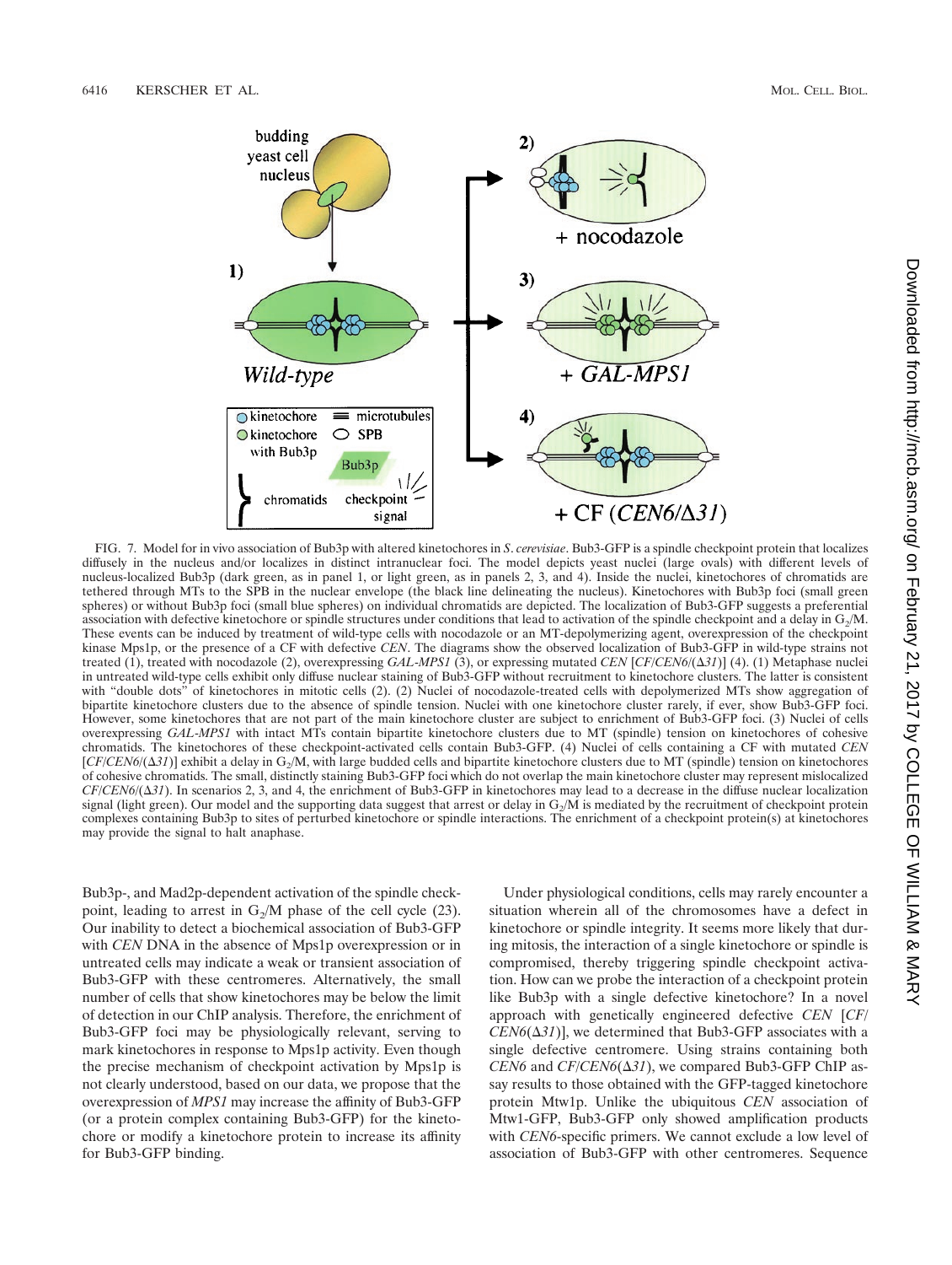FIG. 7. Model for in vivo association of Bub3p with altered kinetochores in *S. cerevisiae*. Bub3-GFP is a spindle checkpoint protein that localizes diffusely in the nucleus and/or localizes in distinct intranuclear foci. The model depicts yeast nuclei (large ovals) with different levels of nucleus-localized Bub3p (dark green, as in panel 1, or light green, as in panels 2, 3, and 4). Inside the nuclei, kinetochores of chromatids are tethered through MTs to the SPB in the nuclear envelope (the black line delineating the nucleus). Kinetochores with Bub3p foci (small green spheres) or without Bub3p foci (small blue spheres) on individual chromatids are depicted. The localization of Bub3-GFP suggests a preferential association with defective kinetochore or spindle structures under conditions that lead to activation of the spindle checkpoint and a delay in $G_2$/M. These events can be induced by treatment of wild-type cells with nocodazole or an MT-depolymerizing agent, overexpression of the checkpoint kinase Mps1p, or the presence of a CF with defective *CEN*. The diagrams show the observed localization of Bub3-GFP in wild-type strains not treated (1), treated with nocodazole (2), overexpressing *GAL-MPS1* (3), or expressing mutated *CEN* [*CF*/*CEN6*/(*Δ31*)] (4). (1) Metaphase nuclei in untreated wild-type cells exhibit only diffuse nuclear staining of Bub3-GFP without recruitment to kinetochore clusters. The latter is consistent with "double dots" of kinetochores in mitotic cells (2). (2) Nuclei of nocodazole-treated cells with depolymerized MTs show aggregation of bipartite kinetochore clusters due to the absence of spindle tension. Nuclei with one kinetochore cluster rarely, if ever, show Bub3-GFP foci. However, some kinetochores that are not part of the main kinetochore cluster are subject to enrichment of Bub3-GFP foci. (3) Nuclei of cells overexpressing *GAL-MPS1* with intact MTs contain bipartite kinetochore clusters due to MT (spindle) tension on kinetochores of cohesive chromatids. The kinetochores of these checkpoint-activated cells contain Bub3-GFP. (4) Nuclei of cells containing a CF with mutated *CEN* [*CF*/*CEN6*/(*Δ31*)] exhibit a delay in $G_2$/M, with large budded cells and bipartite kinetochore clusters due to MT (spindle) tension on kinetochores of cohesive chromatids. The small, distinctly staining Bub3-GFP foci which do not overlap the main kinetochore cluster may represent mislocalized *CF*/*CEN6*/(*Δ31*). In scenarios 2, 3, and 4, the enrichment of Bub3-GFP in kinetochores may lead to a decrease in the diffuse nuclear localization signal (light green). Our model and the supporting data suggest that arrest or delay in $G_2$/M is mediated by the recruitment of checkpoint protein complexes containing Bub3p to sites of perturbed kinetochore or spindle interactions. The enrichment of a checkpoint protein(s) at kinetochores may provide the signal to halt anaphase.

Bub3p-, and Mad2p-dependent activation of the spindle checkpoint, leading to arrest in $G_2$/M phase of the cell cycle (23). Our inability to detect a biochemical association of Bub3-GFP with *CEN* DNA in the absence of Mps1p overexpression or in untreated cells may indicate a weak or transient association of Bub3-GFP with these centromeres. Alternatively, the small number of cells that show kinetochores may be below the limit of detection in our ChIP analysis. Therefore, the enrichment of Bub3-GFP foci may be physiologically relevant, serving to mark kinetochores in response to Mps1p activity. Even though the precise mechanism of checkpoint activation by Mps1p is not clearly understood, based on our data, we propose that the overexpression of *MPS1* may increase the affinity of Bub3-GFP (or a protein complex containing Bub3-GFP) for the kinetochore or modify a kinetochore protein to increase its affinity for Bub3-GFP binding.

Under physiological conditions, cells may rarely encounter a situation wherein all of the chromosomes have a defect in kinetochore or spindle integrity. It seems more likely that during mitosis, the interaction of a single kinetochore or spindle is compromised, thereby triggering spindle checkpoint activation. How can we probe the interaction of a checkpoint protein like Bub3p with a single defective kinetochore? In a novel approach with genetically engineered defective *CEN* [*CF*/*CEN6*(*Δ31*)], we determined that Bub3-GFP associates with a single defective centromere. Using strains containing both *CEN6* and *CF*/*CEN6*(*Δ31*), we compared Bub3-GFP ChIP assay results to those obtained with the GFP-tagged kinetochore protein Mtw1p. Unlike the ubiquitous *CEN* association of Mtw1-GFP, Bub3-GFP only showed amplification products with *CEN6*-specific primers. We cannot exclude a low level of association of Bub3-GFP with other centromeres. Sequence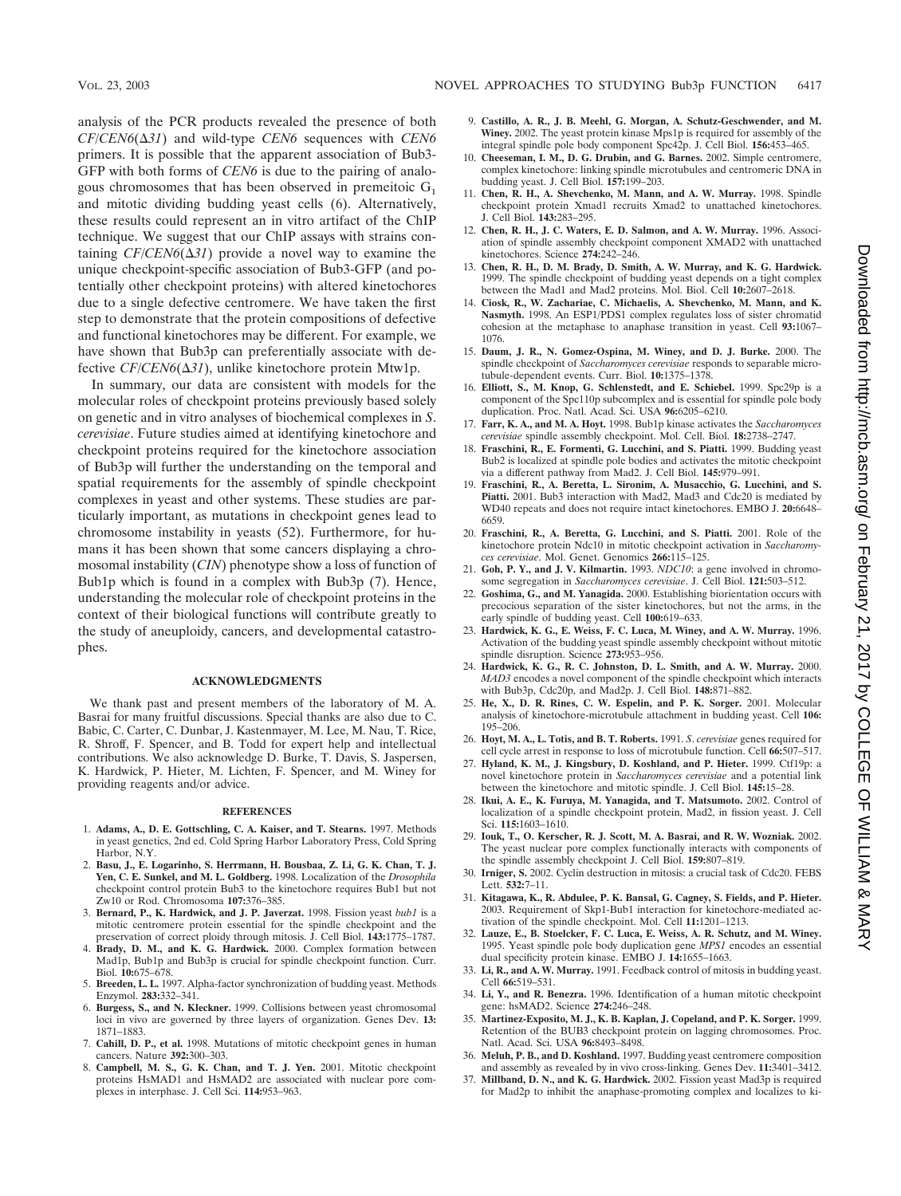analysis of the PCR products revealed the presence of both *CF/CEN6*($\Delta$*31*) and wild-type *CEN6* sequences with *CEN6* primers. It is possible that the apparent association of Bub3-GFP with both forms of *CEN6* is due to the pairing of analogous chromosomes that has been observed in premeitoic $G_1$ and mitotic dividing budding yeast cells (6). Alternatively, these results could represent an in vitro artifact of the ChIP technique. We suggest that our ChIP assays with strains containing *CF/CEN6*($\Delta$*31*) provide a novel way to examine the unique checkpoint-specific association of Bub3-GFP (and potentially other checkpoint proteins) with altered kinetochores due to a single defective centromere. We have taken the first step to demonstrate that the protein compositions of defective and functional kinetochores may be different. For example, we have shown that Bub3p can preferentially associate with defective *CF/CEN6*($\Delta$*31*), unlike kinetochore protein Mtw1p.

In summary, our data are consistent with models for the molecular roles of checkpoint proteins previously based solely on genetic and in vitro analyses of biochemical complexes in *S. cerevisiae*. Future studies aimed at identifying kinetochore and checkpoint proteins required for the kinetochore association of Bub3p will further the understanding on the temporal and spatial requirements for the assembly of spindle checkpoint complexes in yeast and other systems. These studies are particularly important, as mutations in checkpoint genes lead to chromosome instability in yeasts (52). Furthermore, for humans it has been shown that some cancers displaying a chromosomal instability (*CIN*) phenotype show a loss of function of Bub1p which is found in a complex with Bub3p (7). Hence, understanding the molecular role of checkpoint proteins in the context of their biological functions will contribute greatly to the study of aneuploidy, cancers, and developmental catastrophes.

## ACKNOWLEDGMENTS

We thank past and present members of the laboratory of M. A. Basrai for many fruitful discussions. Special thanks are also due to C. Babic, C. Carter, C. Dunbar, J. Kastenmayer, M. Lee, M. Nau, T. Rice, R. Shroff, F. Spencer, and B. Todd for expert help and intellectual contributions. We also acknowledge D. Burke, T. Davis, S. Jaspersen, K. Hardwick, P. Hieter, M. Lichten, F. Spencer, and M. Winey for providing reagents and/or advice.

## REFERENCES

1. **Adams, A., D. E. Gottschling, C. A. Kaiser, and T. Stearns.** 1997. Methods in yeast genetics, 2nd ed. Cold Spring Harbor Laboratory Press, Cold Spring Harbor, N.Y.
2. **Basu, J., E. Logarinho, S. Herrmann, H. Bousbaa, Z. Li, G. K. Chan, T. J. Yen, C. E. Sunkel, and M. L. Goldberg.** 1998. Localization of the *Drosophila* checkpoint control protein Bub3 to the kinetochore requires Bub1 but not Zw10 or Rod. Chromosoma **107:**376–385.
3. **Bernard, P., K. Hardwick, and J. P. Javerzat.** 1998. Fission yeast *bub1* is a mitotic centromere protein essential for the spindle checkpoint and the preservation of correct ploidy through mitosis. J. Cell Biol. **143:**1775–1787.
4. **Brady, D. M., and K. G. Hardwick.** 2000. Complex formation between Mad1p, Bub1p and Bub3p is crucial for spindle checkpoint function. Curr. Biol. **10:**675–678.
5. **Breeden, L. L.** 1997. Alpha-factor synchronization of budding yeast. Methods Enzymol. **283:**332–341.
6. **Burgess, S., and N. Kleckner.** 1999. Collisions between yeast chromosomal loci in vivo are governed by three layers of organization. Genes Dev. **13:** 1871–1883.
7. **Cahill, D. P., et al.** 1998. Mutations of mitotic checkpoint genes in human cancers. Nature **392:**300–303.
8. **Campbell, M. S., G. K. Chan, and T. J. Yen.** 2001. Mitotic checkpoint proteins HsMAD1 and HsMAD2 are associated with nuclear pore complexes in interphase. J. Cell Sci. **114:**953–963.
9. **Castillo, A. R., J. B. Meehl, G. Morgan, A. Schutz-Geschwender, and M. Winey.** 2002. The yeast protein kinase Mps1p is required for assembly of the integral spindle pole body component Spc42p. J. Cell Biol. **156:**453–465.
10. **Cheeseman, I. M., D. G. Drubin, and G. Barnes.** 2002. Simple centromere, complex kinetochore: linking spindle microtubules and centromeric DNA in budding yeast. J. Cell Biol. **157:**199–203.
11. **Chen, R. H., A. Shevchenko, M. Mann, and A. W. Murray.** 1998. Spindle checkpoint protein Xmad1 recruits Xmad2 to unattached kinetochores. J. Cell Biol. **143:**283–295.
12. **Chen, R. H., J. C. Waters, E. D. Salmon, and A. W. Murray.** 1996. Association of spindle assembly checkpoint component XMAD2 with unattached kinetochores. Science **274:**242–246.
13. **Chen, R. H., D. M. Brady, D. Smith, A. W. Murray, and K. G. Hardwick.** 1999. The spindle checkpoint of budding yeast depends on a tight complex between the Mad1 and Mad2 proteins. Mol. Biol. Cell **10:**2607–2618.
14. **Ciosk, R., W. Zachariae, C. Michaelis, A. Shevchenko, M. Mann, and K. Nasmyth.** 1998. An ESP1/PDS1 complex regulates loss of sister chromatid cohesion at the metaphase to anaphase transition in yeast. Cell **93:**1067–1076.
15. **Daum, J. R., N. Gomez-Ospina, M. Winey, and D. J. Burke.** 2000. The spindle checkpoint of *Saccharomyces cerevisiae* responds to separable microtubule-dependent events. Curr. Biol. **10:**1375–1378.
16. **Elliott, S., M. Knop, G. Schlenstedt, and E. Schiebel.** 1999. Spc29p is a component of the Spc110p subcomplex and is essential for spindle pole body duplication. Proc. Natl. Acad. Sci. USA **96:**6205–6210.
17. **Farr, K. A., and M. A. Hoyt.** 1998. Bub1p kinase activates the *Saccharomyces cerevisiae* spindle assembly checkpoint. Mol. Cell. Biol. **18:**2738–2747.
18. **Fraschini, R., E. Formenti, G. Lucchini, and S. Piatti.** 1999. Budding yeast Bub2 is localized at spindle pole bodies and activates the mitotic checkpoint via a different pathway from Mad2. J. Cell Biol. **145:**979–991.
19. **Fraschini, R., A. Beretta, L. Sironim, A. Musacchio, G. Lucchini, and S. Piatti.** 2001. Bub3 interaction with Mad2, Mad3 and Cdc20 is mediated by WD40 repeats and does not require intact kinetochores. EMBO J. **20:**6648–6659.
20. **Fraschini, R., A. Beretta, G. Lucchini, and S. Piatti.** 2001. Role of the kinetochore protein Ndc10 in mitotic checkpoint activation in *Saccharomyces cerevisiae*. Mol. Genet. Genomics **266:**115–125.
21. **Goh, P. Y., and J. V. Kilmartin.** 1993. *NDC10*: a gene involved in chromosome segregation in *Saccharomyces cerevisiae*. J. Cell Biol. **121:**503–512.
22. **Goshima, G., and M. Yanagida.** 2000. Establishing biorientation occurs with precocious separation of the sister kinetochores, but not the arms, in the early spindle of budding yeast. Cell **100:**619–633.
23. **Hardwick, K. G., E. Weiss, F. C. Luca, M. Winey, and A. W. Murray.** 1996. Activation of the budding yeast spindle assembly checkpoint without mitotic spindle disruption. Science **273:**953–956.
24. **Hardwick, K. G., R. C. Johnston, D. L. Smith, and A. W. Murray.** 2000. *MAD3* encodes a novel component of the spindle checkpoint which interacts with Bub3p, Cdc20p, and Mad2p. J. Cell Biol. **148:**871–882.
25. **He, X., D. R. Rines, C. W. Espelin, and P. K. Sorger.** 2001. Molecular analysis of kinetochore-microtubule attachment in budding yeast. Cell **106:** 195–206.
26. **Hoyt, M. A., L. Totis, and B. T. Roberts.** 1991. *S. cerevisiae* genes required for cell cycle arrest in response to loss of microtubule function. Cell **66:**507–517.
27. **Hyland, K. M., J. Kingsbury, D. Koshland, and P. Hieter.** 1999. Ctf19p: a novel kinetochore protein in *Saccharomyces cerevisiae* and a potential link between the kinetochore and mitotic spindle. J. Cell Biol. **145:**15–28.
28. **Ikui, A. E., K. Furuya, M. Yanagida, and T. Matsumoto.** 2002. Control of localization of a spindle checkpoint protein, Mad2, in fission yeast. J. Cell Sci. **115:**1603–1610.
29. **Iouk, T., O. Kerscher, R. J. Scott, M. A. Basrai, and R. W. Wozniak.** 2002. The yeast nuclear pore complex functionally interacts with components of the spindle assembly checkpoint J. Cell Biol. **159:**807–819.
30. **Irniger, S.** 2002. Cyclin destruction in mitosis: a crucial task of Cdc20. FEBS Lett. **532:**7–11.
31. **Kitagawa, K., R. Abdulee, P. K. Bansal, G. Cagney, S. Fields, and P. Hieter.** 2003. Requirement of Skp1-Bub1 interaction for kinetochore-mediated activation of the spindle checkpoint. Mol. Cell **11:**1201–1213.
32. **Lauze, E., B. Stoelcker, F. C. Luca, E. Weiss, A. R. Schutz, and M. Winey.** 1995. Yeast spindle pole body duplication gene *MPS1* encodes an essential dual specificity protein kinase. EMBO J. **14:**1655–1663.
33. **Li, R., and A. W. Murray.** 1991. Feedback control of mitosis in budding yeast. Cell **66:**519–531.
34. **Li, Y., and R. Benezra.** 1996. Identification of a human mitotic checkpoint gene: hsMAD2. Science **274:**246–248.
35. **Martinez-Exposito, M. J., K. B. Kaplan, J. Copeland, and P. K. Sorger.** 1999. Retention of the BUB3 checkpoint protein on lagging chromosomes. Proc. Natl. Acad. Sci. USA **96:**8493–8498.
36. **Meluh, P. B., and D. Koshland.** 1997. Budding yeast centromere composition and assembly as revealed by in vivo cross-linking. Genes Dev. **11:**3401–3412.
37. **Millband, D. N., and K. G. Hardwick.** 2002. Fission yeast Mad3p is required for Mad2p to inhibit the anaphase-promoting complex and localizes to ki-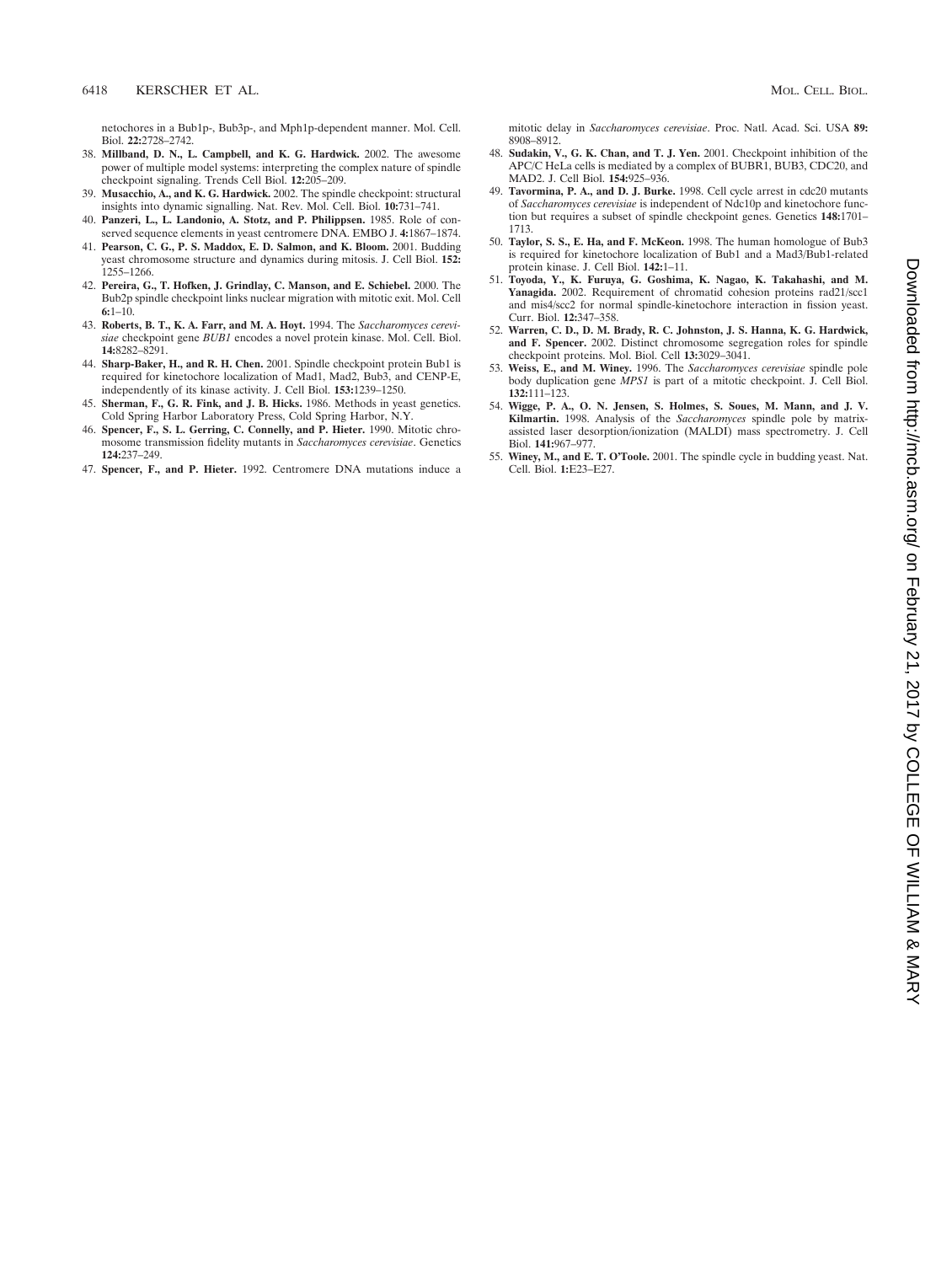netochores in a Bub1p-, Bub3p-, and Mph1p-dependent manner. Mol. Cell. Biol. **22:**2728–2742.

38. **Millband, D. N., L. Campbell, and K. G. Hardwick.** 2002. The awesome power of multiple model systems: interpreting the complex nature of spindle checkpoint signaling. Trends Cell Biol. **12:**205–209.
39. **Musacchio, A., and K. G. Hardwick.** 2002. The spindle checkpoint: structural insights into dynamic signalling. Nat. Rev. Mol. Cell. Biol. **10:**731–741.
40. **Panzeri, L., L. Landonio, A. Stotz, and P. Philippsen.** 1985. Role of conserved sequence elements in yeast centromere DNA. EMBO J. **4:**1867–1874.
41. **Pearson, C. G., P. S. Maddox, E. D. Salmon, and K. Bloom.** 2001. Budding yeast chromosome structure and dynamics during mitosis. J. Cell Biol. **152:** 1255–1266.
42. **Pereira, G., T. Hofken, J. Grindlay, C. Manson, and E. Schiebel.** 2000. The Bub2p spindle checkpoint links nuclear migration with mitotic exit. Mol. Cell **6:**1–10.
43. **Roberts, B. T., K. A. Farr, and M. A. Hoyt.** 1994. The *Saccharomyces cerevisiae* checkpoint gene *BUB1* encodes a novel protein kinase. Mol. Cell. Biol. **14:**8282–8291.
44. **Sharp-Baker, H., and R. H. Chen.** 2001. Spindle checkpoint protein Bub1 is required for kinetochore localization of Mad1, Mad2, Bub3, and CENP-E, independently of its kinase activity. J. Cell Biol. **153:**1239–1250.
45. **Sherman, F., G. R. Fink, and J. B. Hicks.** 1986. Methods in yeast genetics. Cold Spring Harbor Laboratory Press, Cold Spring Harbor, N.Y.
46. **Spencer, F., S. L. Gerring, C. Connelly, and P. Hieter.** 1990. Mitotic chromosome transmission fidelity mutants in *Saccharomyces cerevisiae*. Genetics **124:**237–249.
47. **Spencer, F., and P. Hieter.** 1992. Centromere DNA mutations induce a mitotic delay in *Saccharomyces cerevisiae*. Proc. Natl. Acad. Sci. USA **89:** 8908–8912.
48. **Sudakin, V., G. K. Chan, and T. J. Yen.** 2001. Checkpoint inhibition of the APC/C HeLa cells is mediated by a complex of BUBR1, BUB3, CDC20, and MAD2. J. Cell Biol. **154:**925–936.
49. **Tavormina, P. A., and D. J. Burke.** 1998. Cell cycle arrest in cdc20 mutants of *Saccharomyces cerevisiae* is independent of Ndc10p and kinetochore function but requires a subset of spindle checkpoint genes. Genetics **148:**1701–1713.
50. **Taylor, S. S., E. Ha, and F. McKeon.** 1998. The human homologue of Bub3 is required for kinetochore localization of Bub1 and a Mad3/Bub1-related protein kinase. J. Cell Biol. **142:**1–11.
51. **Toyoda, Y., K. Furuya, G. Goshima, K. Nagao, K. Takahashi, and M. Yanagida.** 2002. Requirement of chromatid cohesion proteins rad21/scc1 and mis4/scc2 for normal spindle-kinetochore interaction in fission yeast. Curr. Biol. **12:**347–358.
52. **Warren, C. D., D. M. Brady, R. C. Johnston, J. S. Hanna, K. G. Hardwick, and F. Spencer.** 2002. Distinct chromosome segregation roles for spindle checkpoint proteins. Mol. Biol. Cell **13:**3029–3041.
53. **Weiss, E., and M. Winey.** 1996. The *Saccharomyces cerevisiae* spindle pole body duplication gene *MPS1* is part of a mitotic checkpoint. J. Cell Biol. **132:**111–123.
54. **Wigge, P. A., O. N. Jensen, S. Holmes, S. Soues, M. Mann, and J. V. Kilmartin.** 1998. Analysis of the *Saccharomyces* spindle pole by matrix-assisted laser desorption/ionization (MALDI) mass spectrometry. J. Cell Biol. **141:**967–977.
55. **Winey, M., and E. T. O'Toole.** 2001. The spindle cycle in budding yeast. Nat. Cell. Biol. **1:**E23–E27.